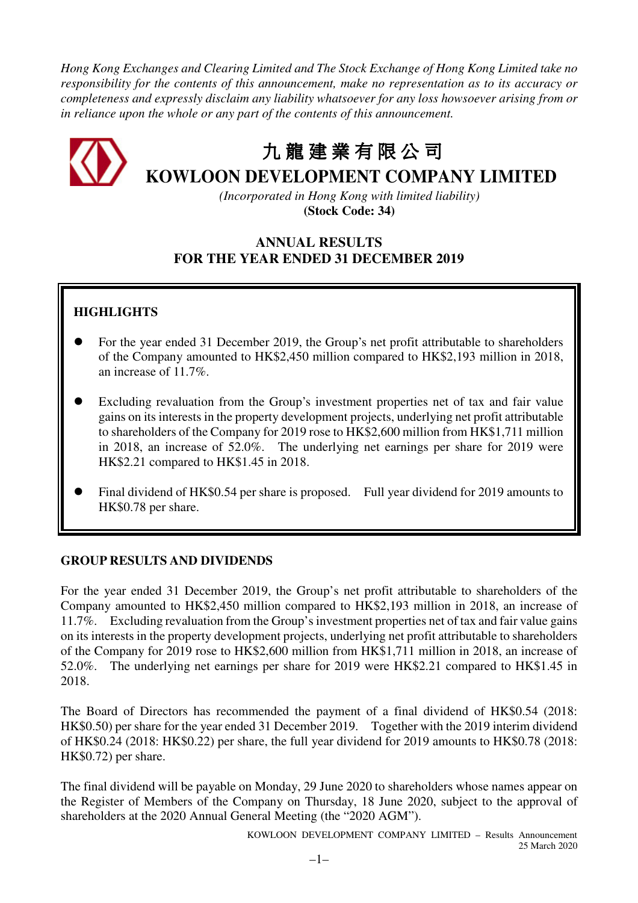*Hong Kong Exchanges and Clearing Limited and The Stock Exchange of Hong Kong Limited take no responsibility for the contents of this announcement, make no representation as to its accuracy or completeness and expressly disclaim any liability whatsoever for any loss howsoever arising from or in reliance upon the whole or any part of the contents of this announcement.*

# 九龍建業有限公司
# KOWLOON DEVELOPMENT COMPANY LIMITED

*(Incorporated in Hong Kong with limited liability)*
**(Stock Code: 34)**

## ANNUAL RESULTS FOR THE YEAR ENDED 31 DECEMBER 2019

### HIGHLIGHTS

- For the year ended 31 December 2019, the Group's net profit attributable to shareholders of the Company amounted to HK$2,450 million compared to HK$2,193 million in 2018, an increase of 11.7%.
- Excluding revaluation from the Group's investment properties net of tax and fair value gains on its interests in the property development projects, underlying net profit attributable to shareholders of the Company for 2019 rose to HK$2,600 million from HK$1,711 million in 2018, an increase of 52.0%. The underlying net earnings per share for 2019 were HK$2.21 compared to HK$1.45 in 2018.
- Final dividend of HK$0.54 per share is proposed. Full year dividend for 2019 amounts to HK$0.78 per share.

### GROUP RESULTS AND DIVIDENDS

For the year ended 31 December 2019, the Group's net profit attributable to shareholders of the Company amounted to HK$2,450 million compared to HK$2,193 million in 2018, an increase of 11.7%. Excluding revaluation from the Group's investment properties net of tax and fair value gains on its interests in the property development projects, underlying net profit attributable to shareholders of the Company for 2019 rose to HK$2,600 million from HK$1,711 million in 2018, an increase of 52.0%. The underlying net earnings per share for 2019 were HK$2.21 compared to HK$1.45 in 2018.

The Board of Directors has recommended the payment of a final dividend of HK$0.54 (2018: HK$0.50) per share for the year ended 31 December 2019. Together with the 2019 interim dividend of HK$0.24 (2018: HK$0.22) per share, the full year dividend for 2019 amounts to HK$0.78 (2018: HK$0.72) per share.

The final dividend will be payable on Monday, 29 June 2020 to shareholders whose names appear on the Register of Members of the Company on Thursday, 18 June 2020, subject to the approval of shareholders at the 2020 Annual General Meeting (the "2020 AGM").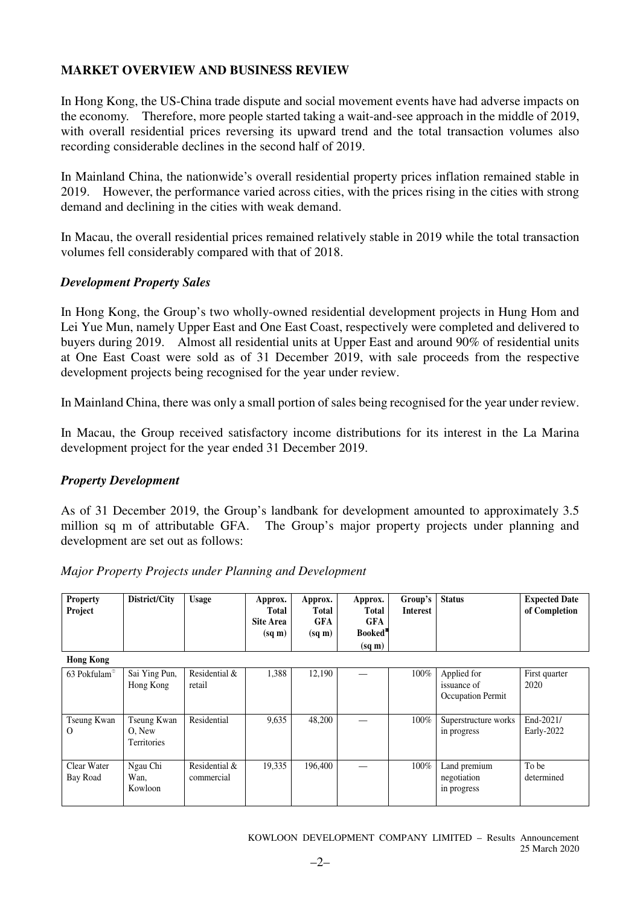## MARKET OVERVIEW AND BUSINESS REVIEW

In Hong Kong, the US-China trade dispute and social movement events have had adverse impacts on the economy. Therefore, more people started taking a wait-and-see approach in the middle of 2019, with overall residential prices reversing its upward trend and the total transaction volumes also recording considerable declines in the second half of 2019.

In Mainland China, the nationwide's overall residential property prices inflation remained stable in 2019. However, the performance varied across cities, with the prices rising in the cities with strong demand and declining in the cities with weak demand.

In Macau, the overall residential prices remained relatively stable in 2019 while the total transaction volumes fell considerably compared with that of 2018.

### *Development Property Sales*

In Hong Kong, the Group's two wholly-owned residential development projects in Hung Hom and Lei Yue Mun, namely Upper East and One East Coast, respectively were completed and delivered to buyers during 2019. Almost all residential units at Upper East and around 90% of residential units at One East Coast were sold as of 31 December 2019, with sale proceeds from the respective development projects being recognised for the year under review.

In Mainland China, there was only a small portion of sales being recognised for the year under review.

In Macau, the Group received satisfactory income distributions for its interest in the La Marina development project for the year ended 31 December 2019.

### *Property Development*

As of 31 December 2019, the Group's landbank for development amounted to approximately 3.5 million sq m of attributable GFA. The Group's major property projects under planning and development are set out as follows:

*Major Property Projects under Planning and Development*

| Property Project | District/City | Usage | Approx. Total Site Area (sq m) | Approx. Total GFA (sq m) | Approx. Total GFA Booked[#] (sq m) | Group's Interest | Status | Expected Date of Completion |
|---|---|---|---|---|---|---|---|---|
| **Hong Kong** | | | | | | | | |
| 63 Pokfulam[⊕] | Sai Ying Pun, Hong Kong | Residential & retail | 1,388 | 12,190 | — | 100% | Applied for issuance of Occupation Permit | First quarter 2020 |
| Tseung Kwan O | Tseung Kwan O, New Territories | Residential | 9,635 | 48,200 | — | 100% | Superstructure works in progress | End-2021/ Early-2022 |
| Clear Water Bay Road | Ngau Chi Wan, Kowloon | Residential & commercial | 19,335 | 196,400 | — | 100% | Land premium negotiation in progress | To be determined |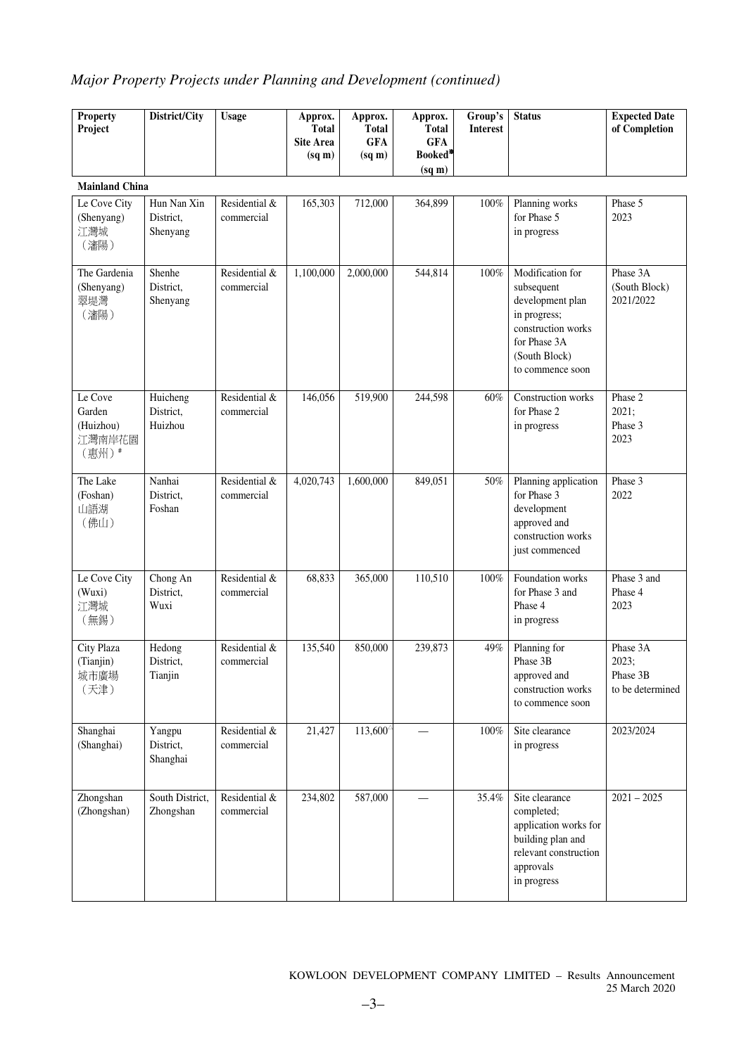*Major Property Projects under Planning and Development (continued)*

| Property Project | District/City | Usage | Approx. Total Site Area (sq m) | Approx. Total GFA (sq m) | Approx. Total GFA Booked* (sq m) | Group's Interest | Status | Expected Date of Completion |
|---|---|---|---|---|---|---|---|---|
| **Mainland China** | | | | | | | | |
| Le Cove City (Shenyang) 江灣城（瀋陽） | Hun Nan Xin District, Shenyang | Residential & commercial | 165,303 | 712,000 | 364,899 | 100% | Planning works for Phase 5 in progress | Phase 5 2023 |
| The Gardenia (Shenyang) 翠堤灣（瀋陽） | Shenhe District, Shenyang | Residential & commercial | 1,100,000 | 2,000,000 | 544,814 | 100% | Modification for subsequent development plan in progress; construction works for Phase 3A (South Block) to commence soon | Phase 3A (South Block) 2021/2022 |
| Le Cove Garden (Huizhou) 江灣南岸花園（惠州）# | Huicheng District, Huizhou | Residential & commercial | 146,056 | 519,900 | 244,598 | 60% | Construction works for Phase 2 in progress | Phase 2 2021; Phase 3 2023 |
| The Lake (Foshan) 山語湖（佛山） | Nanhai District, Foshan | Residential & commercial | 4,020,743 | 1,600,000 | 849,051 | 50% | Planning application for Phase 3 development approved and construction works just commenced | Phase 3 2022 |
| Le Cove City (Wuxi) 江灣城（無錫） | Chong An District, Wuxi | Residential & commercial | 68,833 | 365,000 | 110,510 | 100% | Foundation works for Phase 3 and Phase 4 in progress | Phase 3 and Phase 4 2023 |
| City Plaza (Tianjin) 城市廣場（天津） | Hedong District, Tianjin | Residential & commercial | 135,540 | 850,000 | 239,873 | 49% | Planning for Phase 3B approved and construction works to commence soon | Phase 3A 2023; Phase 3B to be determined |
| Shanghai (Shanghai) | Yangpu District, Shanghai | Residential & commercial | 21,427 | 113,600^ | — | 100% | Site clearance in progress | 2023/2024 |
| Zhongshan (Zhongshan) | South District, Zhongshan | Residential & commercial | 234,802 | 587,000 | — | 35.4% | Site clearance completed; application works for building plan and relevant construction approvals in progress | 2021 – 2025 |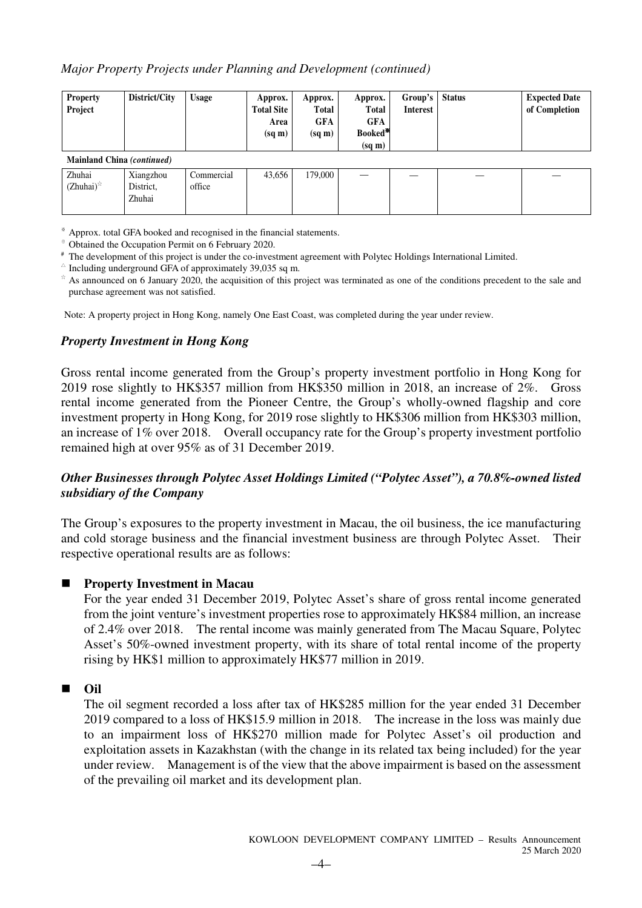*Major Property Projects under Planning and Development (continued)*

| Property Project | District/City | Usage | Approx. Total Site Area (sq m) | Approx. Total GFA (sq m) | Approx. Total GFA Booked[⁕] (sq m) | Group's Interest | Status | Expected Date of Completion |
|---|---|---|---|---|---|---|---|---|
| **Mainland China** *(continued)* | | | | | | | | |
| Zhuhai (Zhuhai)[☆] | Xiangzhou District, Zhuhai | Commercial office | 43,656 | 179,000 | — | — | — | — |

[⁕] Approx. total GFA booked and recognised in the financial statements.

[®] Obtained the Occupation Permit on 6 February 2020.

[#] The development of this project is under the co-investment agreement with Polytec Holdings International Limited.

[△] Including underground GFA of approximately 39,035 sq m.

[☆] As announced on 6 January 2020, the acquisition of this project was terminated as one of the conditions precedent to the sale and purchase agreement was not satisfied.

Note: A property project in Hong Kong, namely One East Coast, was completed during the year under review.

### *Property Investment in Hong Kong*

Gross rental income generated from the Group's property investment portfolio in Hong Kong for 2019 rose slightly to HK$357 million from HK$350 million in 2018, an increase of 2%. Gross rental income generated from the Pioneer Centre, the Group's wholly-owned flagship and core investment property in Hong Kong, for 2019 rose slightly to HK$306 million from HK$303 million, an increase of 1% over 2018. Overall occupancy rate for the Group's property investment portfolio remained high at over 95% as of 31 December 2019.

### *Other Businesses through Polytec Asset Holdings Limited ("Polytec Asset"), a 70.8%-owned listed subsidiary of the Company*

The Group's exposures to the property investment in Macau, the oil business, the ice manufacturing and cold storage business and the financial investment business are through Polytec Asset. Their respective operational results are as follows:

- **Property Investment in Macau**

  For the year ended 31 December 2019, Polytec Asset's share of gross rental income generated from the joint venture's investment properties rose to approximately HK$84 million, an increase of 2.4% over 2018. The rental income was mainly generated from The Macau Square, Polytec Asset's 50%-owned investment property, with its share of total rental income of the property rising by HK$1 million to approximately HK$77 million in 2019.

- **Oil**

  The oil segment recorded a loss after tax of HK$285 million for the year ended 31 December 2019 compared to a loss of HK$15.9 million in 2018. The increase in the loss was mainly due to an impairment loss of HK$270 million made for Polytec Asset's oil production and exploitation assets in Kazakhstan (with the change in its related tax being included) for the year under review. Management is of the view that the above impairment is based on the assessment of the prevailing oil market and its development plan.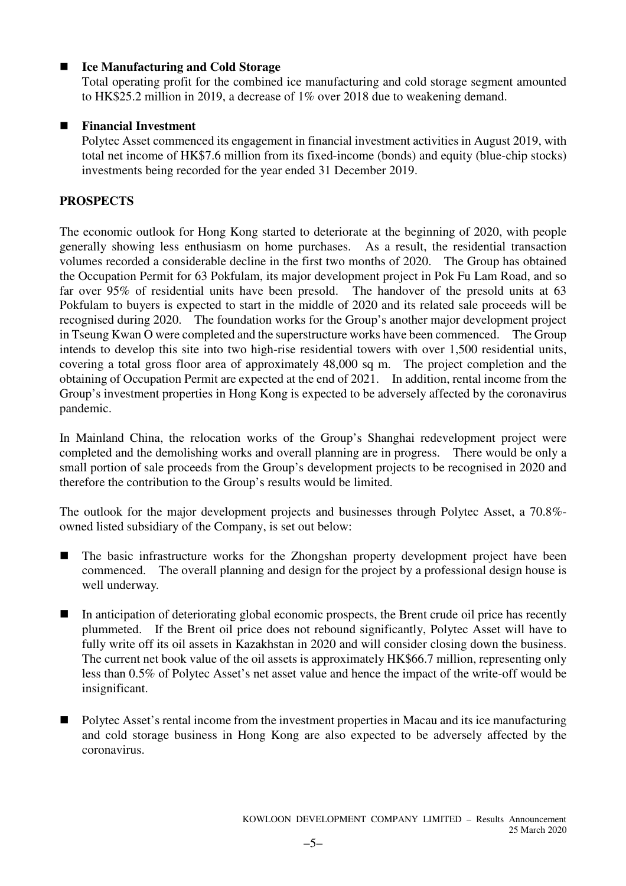- **Ice Manufacturing and Cold Storage**
  Total operating profit for the combined ice manufacturing and cold storage segment amounted to HK$25.2 million in 2019, a decrease of 1% over 2018 due to weakening demand.

- **Financial Investment**
  Polytec Asset commenced its engagement in financial investment activities in August 2019, with total net income of HK$7.6 million from its fixed-income (bonds) and equity (blue-chip stocks) investments being recorded for the year ended 31 December 2019.

## PROSPECTS

The economic outlook for Hong Kong started to deteriorate at the beginning of 2020, with people generally showing less enthusiasm on home purchases. As a result, the residential transaction volumes recorded a considerable decline in the first two months of 2020. The Group has obtained the Occupation Permit for 63 Pokfulam, its major development project in Pok Fu Lam Road, and so far over 95% of residential units have been presold. The handover of the presold units at 63 Pokfulam to buyers is expected to start in the middle of 2020 and its related sale proceeds will be recognised during 2020. The foundation works for the Group's another major development project in Tseung Kwan O were completed and the superstructure works have been commenced. The Group intends to develop this site into two high-rise residential towers with over 1,500 residential units, covering a total gross floor area of approximately 48,000 sq m. The project completion and the obtaining of Occupation Permit are expected at the end of 2021. In addition, rental income from the Group's investment properties in Hong Kong is expected to be adversely affected by the coronavirus pandemic.

In Mainland China, the relocation works of the Group's Shanghai redevelopment project were completed and the demolishing works and overall planning are in progress. There would be only a small portion of sale proceeds from the Group's development projects to be recognised in 2020 and therefore the contribution to the Group's results would be limited.

The outlook for the major development projects and businesses through Polytec Asset, a 70.8%-owned listed subsidiary of the Company, is set out below:

- The basic infrastructure works for the Zhongshan property development project have been commenced. The overall planning and design for the project by a professional design house is well underway.

- In anticipation of deteriorating global economic prospects, the Brent crude oil price has recently plummeted. If the Brent oil price does not rebound significantly, Polytec Asset will have to fully write off its oil assets in Kazakhstan in 2020 and will consider closing down the business. The current net book value of the oil assets is approximately HK$66.7 million, representing only less than 0.5% of Polytec Asset's net asset value and hence the impact of the write-off would be insignificant.

- Polytec Asset's rental income from the investment properties in Macau and its ice manufacturing and cold storage business in Hong Kong are also expected to be adversely affected by the coronavirus.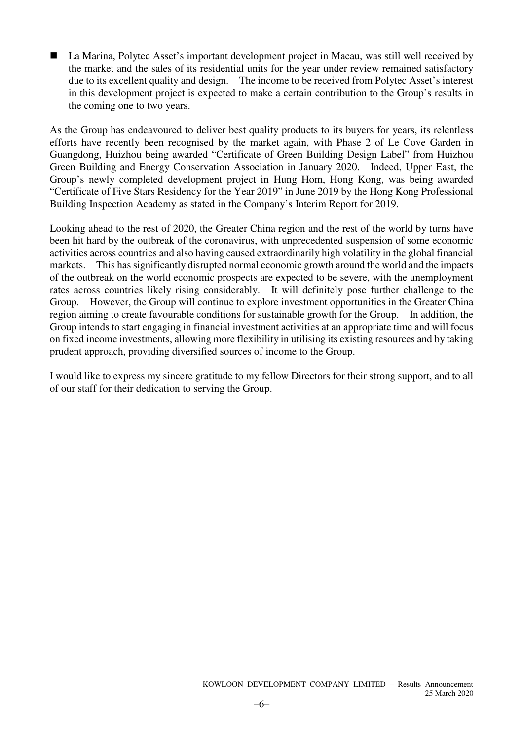- La Marina, Polytec Asset's important development project in Macau, was still well received by the market and the sales of its residential units for the year under review remained satisfactory due to its excellent quality and design. The income to be received from Polytec Asset's interest in this development project is expected to make a certain contribution to the Group's results in the coming one to two years.

As the Group has endeavoured to deliver best quality products to its buyers for years, its relentless efforts have recently been recognised by the market again, with Phase 2 of Le Cove Garden in Guangdong, Huizhou being awarded "Certificate of Green Building Design Label" from Huizhou Green Building and Energy Conservation Association in January 2020. Indeed, Upper East, the Group's newly completed development project in Hung Hom, Hong Kong, was being awarded "Certificate of Five Stars Residency for the Year 2019" in June 2019 by the Hong Kong Professional Building Inspection Academy as stated in the Company's Interim Report for 2019.

Looking ahead to the rest of 2020, the Greater China region and the rest of the world by turns have been hit hard by the outbreak of the coronavirus, with unprecedented suspension of some economic activities across countries and also having caused extraordinarily high volatility in the global financial markets. This has significantly disrupted normal economic growth around the world and the impacts of the outbreak on the world economic prospects are expected to be severe, with the unemployment rates across countries likely rising considerably. It will definitely pose further challenge to the Group. However, the Group will continue to explore investment opportunities in the Greater China region aiming to create favourable conditions for sustainable growth for the Group. In addition, the Group intends to start engaging in financial investment activities at an appropriate time and will focus on fixed income investments, allowing more flexibility in utilising its existing resources and by taking prudent approach, providing diversified sources of income to the Group.

I would like to express my sincere gratitude to my fellow Directors for their strong support, and to all of our staff for their dedication to serving the Group.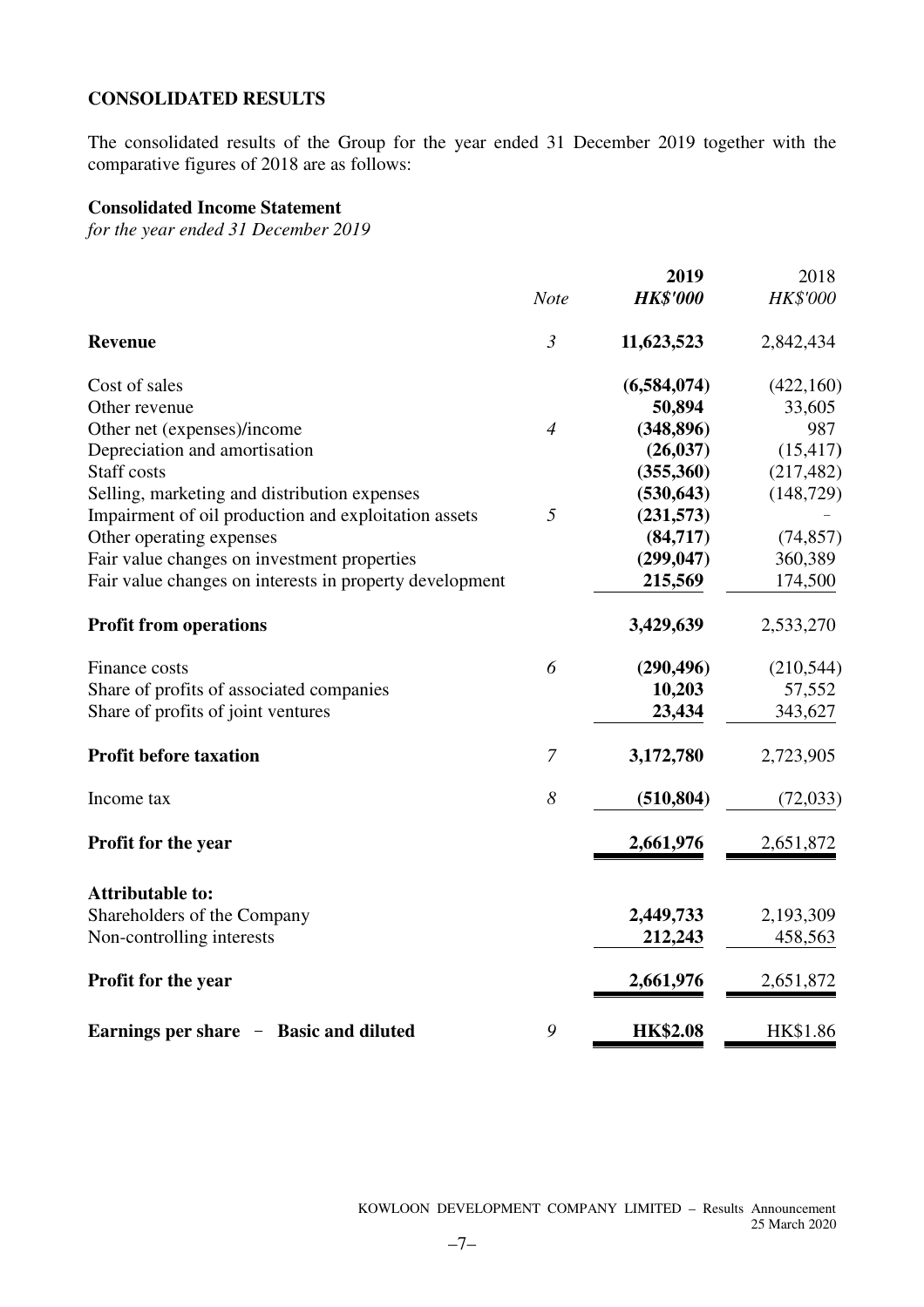## CONSOLIDATED RESULTS

The consolidated results of the Group for the year ended 31 December 2019 together with the comparative figures of 2018 are as follows:

### Consolidated Income Statement

*for the year ended 31 December 2019*

| | *Note* | **2019** **HK$'000** | 2018 *HK$'000* |
|---|---|---|---|
| **Revenue** | *3* | **11,623,523** | 2,842,434 |
| Cost of sales | | **(6,584,074)** | (422,160) |
| Other revenue | | **50,894** | 33,605 |
| Other net (expenses)/income | *4* | **(348,896)** | 987 |
| Depreciation and amortisation | | **(26,037)** | (15,417) |
| Staff costs | | **(355,360)** | (217,482) |
| Selling, marketing and distribution expenses | | **(530,643)** | (148,729) |
| Impairment of oil production and exploitation assets | *5* | **(231,573)** | – |
| Other operating expenses | | **(84,717)** | (74,857) |
| Fair value changes on investment properties | | **(299,047)** | 360,389 |
| Fair value changes on interests in property development | | **215,569** | 174,500 |
| **Profit from operations** | | **3,429,639** | 2,533,270 |
| Finance costs | *6* | **(290,496)** | (210,544) |
| Share of profits of associated companies | | **10,203** | 57,552 |
| Share of profits of joint ventures | | **23,434** | 343,627 |
| **Profit before taxation** | *7* | **3,172,780** | 2,723,905 |
| Income tax | *8* | **(510,804)** | (72,033) |
| **Profit for the year** | | **2,661,976** | 2,651,872 |
| **Attributable to:** | | | |
| Shareholders of the Company | | **2,449,733** | 2,193,309 |
| Non-controlling interests | | **212,243** | 458,563 |
| **Profit for the year** | | **2,661,976** | 2,651,872 |
| **Earnings per share – Basic and diluted** | *9* | **HK$2.08** | HK$1.86 |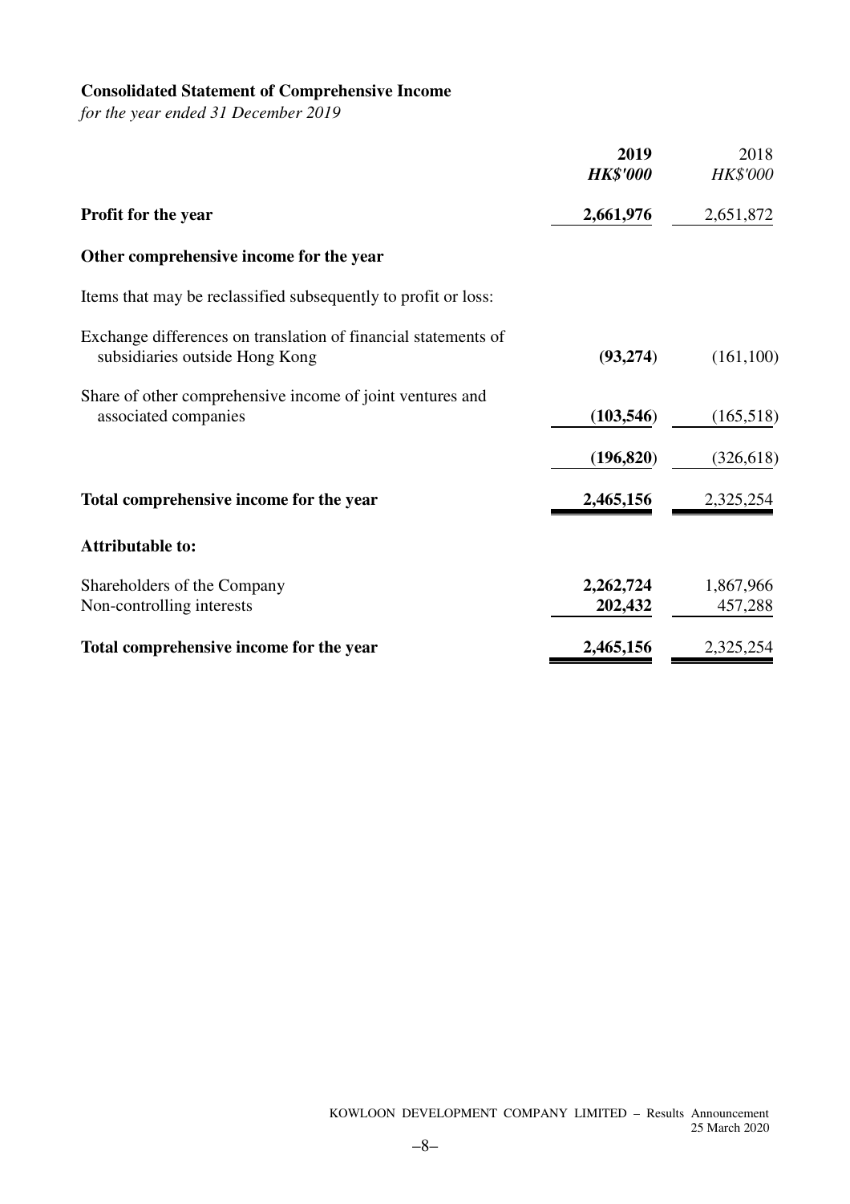## Consolidated Statement of Comprehensive Income

*for the year ended 31 December 2019*

| | **2019** | 2018 |
|---|---|---|
| | ***HK$'000*** | *HK$'000* |
| **Profit for the year** | **2,661,976** | 2,651,872 |
| **Other comprehensive income for the year** | | |
| Items that may be reclassified subsequently to profit or loss: | | |
| Exchange differences on translation of financial statements of subsidiaries outside Hong Kong | **(93,274)** | (161,100) |
| Share of other comprehensive income of joint ventures and associated companies | **(103,546)** | (165,518) |
| | **(196,820)** | (326,618) |
| **Total comprehensive income for the year** | **2,465,156** | 2,325,254 |
| **Attributable to:** | | |
| Shareholders of the Company | **2,262,724** | 1,867,966 |
| Non-controlling interests | **202,432** | 457,288 |
| **Total comprehensive income for the year** | **2,465,156** | 2,325,254 |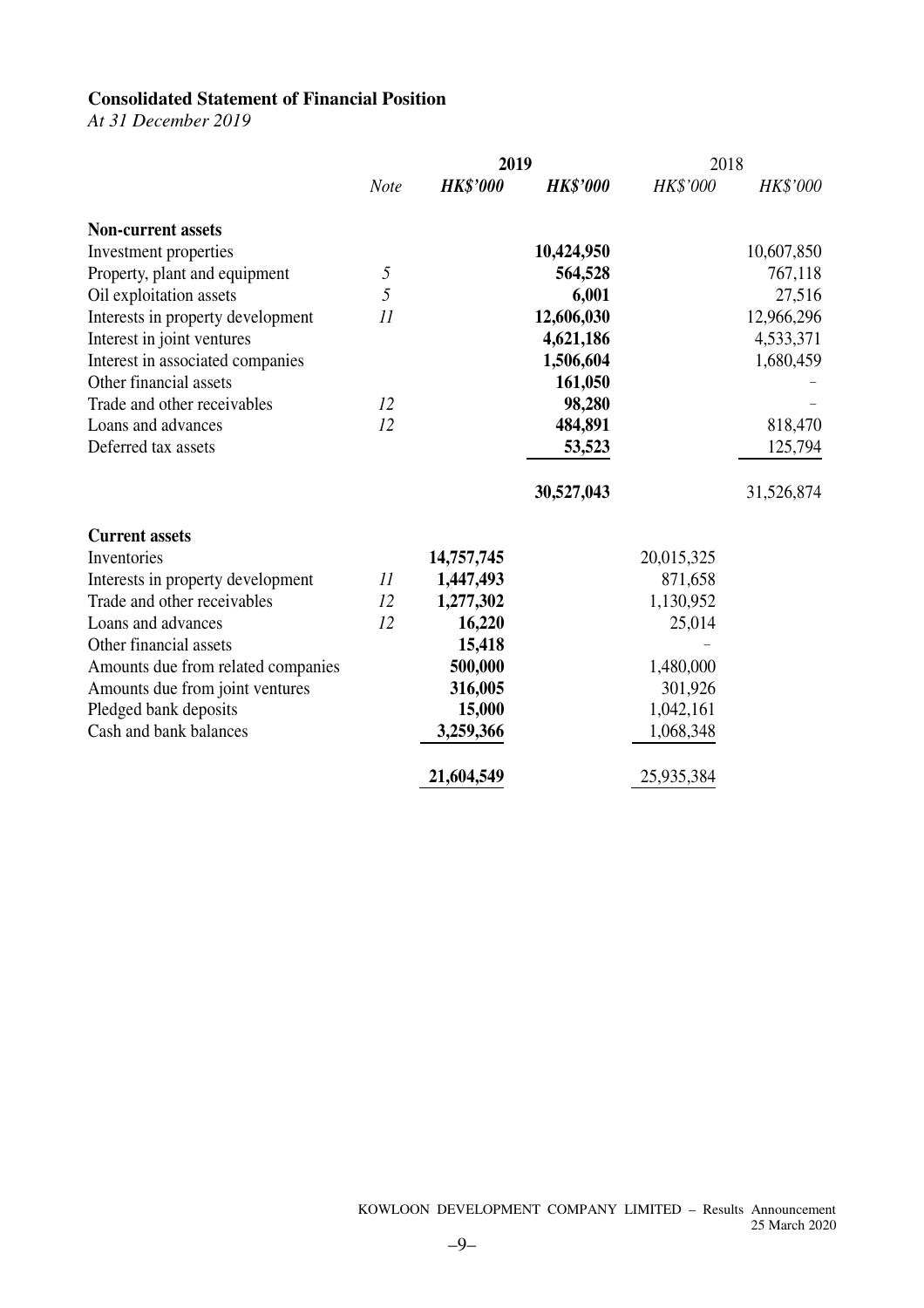**Consolidated Statement of Financial Position**
*At 31 December 2019*

| | Note | 2019 | | 2018 | |
|---|---|---|---|---|---|
| | | ***HK$'000*** | ***HK$'000*** | *HK$'000* | *HK$'000* |
| **Non-current assets** | | | | | |
| Investment properties | | | **10,424,950** | | 10,607,850 |
| Property, plant and equipment | *5* | | **564,528** | | 767,118 |
| Oil exploitation assets | *5* | | **6,001** | | 27,516 |
| Interests in property development | *11* | | **12,606,030** | | 12,966,296 |
| Interest in joint ventures | | | **4,621,186** | | 4,533,371 |
| Interest in associated companies | | | **1,506,604** | | 1,680,459 |
| Other financial assets | | | **161,050** | | – |
| Trade and other receivables | *12* | | **98,280** | | – |
| Loans and advances | *12* | | **484,891** | | 818,470 |
| Deferred tax assets | | | **53,523** | | 125,794 |
| | | | **30,527,043** | | 31,526,874 |
| **Current assets** | | | | | |
| Inventories | | **14,757,745** | | 20,015,325 | |
| Interests in property development | *11* | **1,447,493** | | 871,658 | |
| Trade and other receivables | *12* | **1,277,302** | | 1,130,952 | |
| Loans and advances | *12* | **16,220** | | 25,014 | |
| Other financial assets | | **15,418** | | – | |
| Amounts due from related companies | | **500,000** | | 1,480,000 | |
| Amounts due from joint ventures | | **316,005** | | 301,926 | |
| Pledged bank deposits | | **15,000** | | 1,042,161 | |
| Cash and bank balances | | **3,259,366** | | 1,068,348 | |
| | | **21,604,549** | | 25,935,384 | |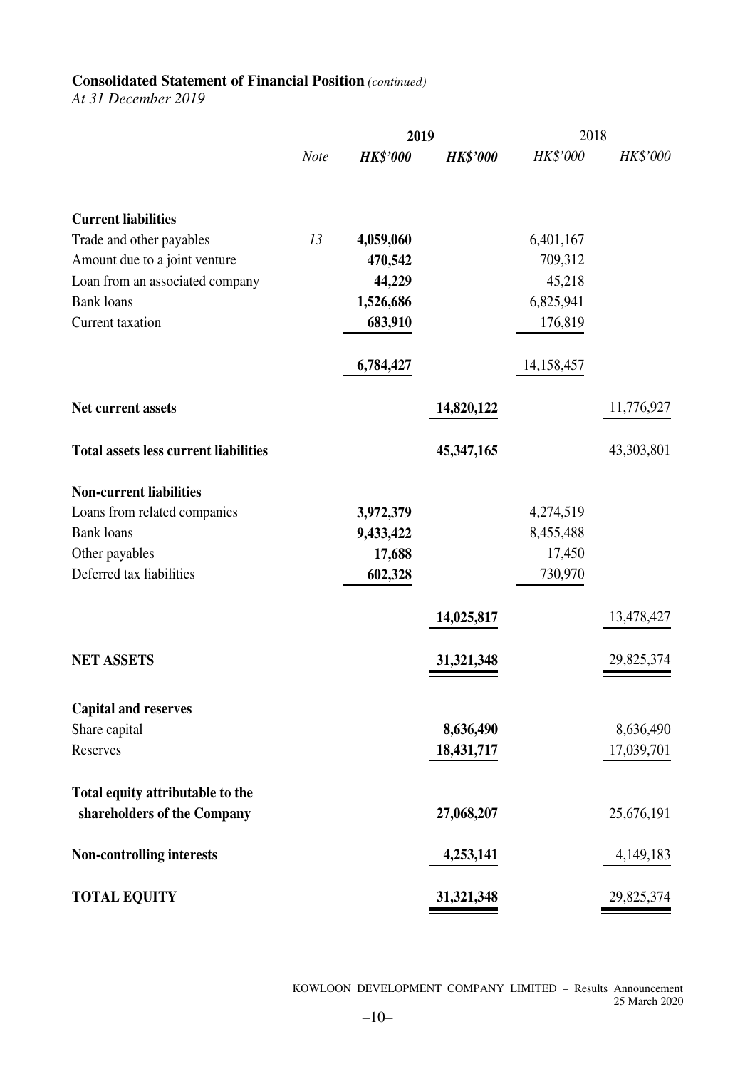**Consolidated Statement of Financial Position** *(continued)*

*At 31 December 2019*

| | *Note* | **2019** | | 2018 | |
|---|---|---|---|---|---|
| | | ***HK$'000*** | ***HK$'000*** | *HK$'000* | *HK$'000* |
| **Current liabilities** | | | | | |
| Trade and other payables | *13* | **4,059,060** | | 6,401,167 | |
| Amount due to a joint venture | | **470,542** | | 709,312 | |
| Loan from an associated company | | **44,229** | | 45,218 | |
| Bank loans | | **1,526,686** | | 6,825,941 | |
| Current taxation | | **683,910** | | 176,819 | |
| | | **6,784,427** | | 14,158,457 | |
| **Net current assets** | | | **14,820,122** | | 11,776,927 |
| **Total assets less current liabilities** | | | **45,347,165** | | 43,303,801 |
| **Non-current liabilities** | | | | | |
| Loans from related companies | | **3,972,379** | | 4,274,519 | |
| Bank loans | | **9,433,422** | | 8,455,488 | |
| Other payables | | **17,688** | | 17,450 | |
| Deferred tax liabilities | | **602,328** | | 730,970 | |
| | | | **14,025,817** | | 13,478,427 |
| **NET ASSETS** | | | **31,321,348** | | 29,825,374 |
| **Capital and reserves** | | | | | |
| Share capital | | | **8,636,490** | | 8,636,490 |
| Reserves | | | **18,431,717** | | 17,039,701 |
| **Total equity attributable to the shareholders of the Company** | | | **27,068,207** | | 25,676,191 |
| **Non-controlling interests** | | | **4,253,141** | | 4,149,183 |
| **TOTAL EQUITY** | | | **31,321,348** | | 29,825,374 |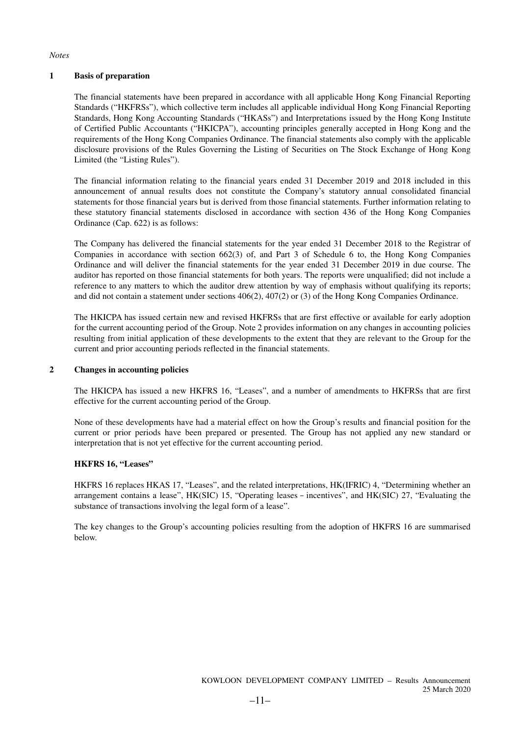*Notes*

## 1 Basis of preparation

The financial statements have been prepared in accordance with all applicable Hong Kong Financial Reporting Standards ("HKFRSs"), which collective term includes all applicable individual Hong Kong Financial Reporting Standards, Hong Kong Accounting Standards ("HKASs") and Interpretations issued by the Hong Kong Institute of Certified Public Accountants ("HKICPA"), accounting principles generally accepted in Hong Kong and the requirements of the Hong Kong Companies Ordinance. The financial statements also comply with the applicable disclosure provisions of the Rules Governing the Listing of Securities on The Stock Exchange of Hong Kong Limited (the "Listing Rules").

The financial information relating to the financial years ended 31 December 2019 and 2018 included in this announcement of annual results does not constitute the Company's statutory annual consolidated financial statements for those financial years but is derived from those financial statements. Further information relating to these statutory financial statements disclosed in accordance with section 436 of the Hong Kong Companies Ordinance (Cap. 622) is as follows:

The Company has delivered the financial statements for the year ended 31 December 2018 to the Registrar of Companies in accordance with section 662(3) of, and Part 3 of Schedule 6 to, the Hong Kong Companies Ordinance and will deliver the financial statements for the year ended 31 December 2019 in due course. The auditor has reported on those financial statements for both years. The reports were unqualified; did not include a reference to any matters to which the auditor drew attention by way of emphasis without qualifying its reports; and did not contain a statement under sections 406(2), 407(2) or (3) of the Hong Kong Companies Ordinance.

The HKICPA has issued certain new and revised HKFRSs that are first effective or available for early adoption for the current accounting period of the Group. Note 2 provides information on any changes in accounting policies resulting from initial application of these developments to the extent that they are relevant to the Group for the current and prior accounting periods reflected in the financial statements.

## 2 Changes in accounting policies

The HKICPA has issued a new HKFRS 16, "Leases", and a number of amendments to HKFRSs that are first effective for the current accounting period of the Group.

None of these developments have had a material effect on how the Group's results and financial position for the current or prior periods have been prepared or presented. The Group has not applied any new standard or interpretation that is not yet effective for the current accounting period.

### HKFRS 16, "Leases"

HKFRS 16 replaces HKAS 17, "Leases", and the related interpretations, HK(IFRIC) 4, "Determining whether an arrangement contains a lease", HK(SIC) 15, "Operating leases – incentives", and HK(SIC) 27, "Evaluating the substance of transactions involving the legal form of a lease".

The key changes to the Group's accounting policies resulting from the adoption of HKFRS 16 are summarised below.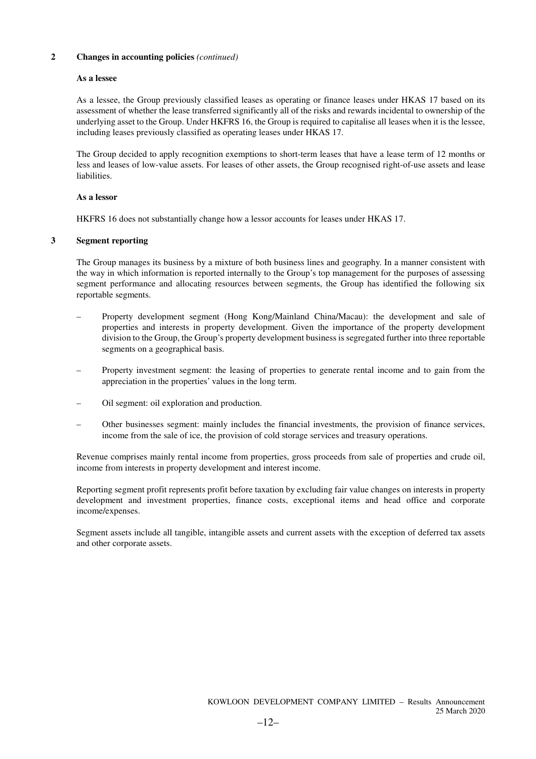## 2 Changes in accounting policies *(continued)*

**As a lessee**

As a lessee, the Group previously classified leases as operating or finance leases under HKAS 17 based on its assessment of whether the lease transferred significantly all of the risks and rewards incidental to ownership of the underlying asset to the Group. Under HKFRS 16, the Group is required to capitalise all leases when it is the lessee, including leases previously classified as operating leases under HKAS 17.

The Group decided to apply recognition exemptions to short-term leases that have a lease term of 12 months or less and leases of low-value assets. For leases of other assets, the Group recognised right-of-use assets and lease liabilities.

**As a lessor**

HKFRS 16 does not substantially change how a lessor accounts for leases under HKAS 17.

## 3 Segment reporting

The Group manages its business by a mixture of both business lines and geography. In a manner consistent with the way in which information is reported internally to the Group's top management for the purposes of assessing segment performance and allocating resources between segments, the Group has identified the following six reportable segments.

- Property development segment (Hong Kong/Mainland China/Macau): the development and sale of properties and interests in property development. Given the importance of the property development division to the Group, the Group's property development business is segregated further into three reportable segments on a geographical basis.
- Property investment segment: the leasing of properties to generate rental income and to gain from the appreciation in the properties' values in the long term.
- Oil segment: oil exploration and production.
- Other businesses segment: mainly includes the financial investments, the provision of finance services, income from the sale of ice, the provision of cold storage services and treasury operations.

Revenue comprises mainly rental income from properties, gross proceeds from sale of properties and crude oil, income from interests in property development and interest income.

Reporting segment profit represents profit before taxation by excluding fair value changes on interests in property development and investment properties, finance costs, exceptional items and head office and corporate income/expenses.

Segment assets include all tangible, intangible assets and current assets with the exception of deferred tax assets and other corporate assets.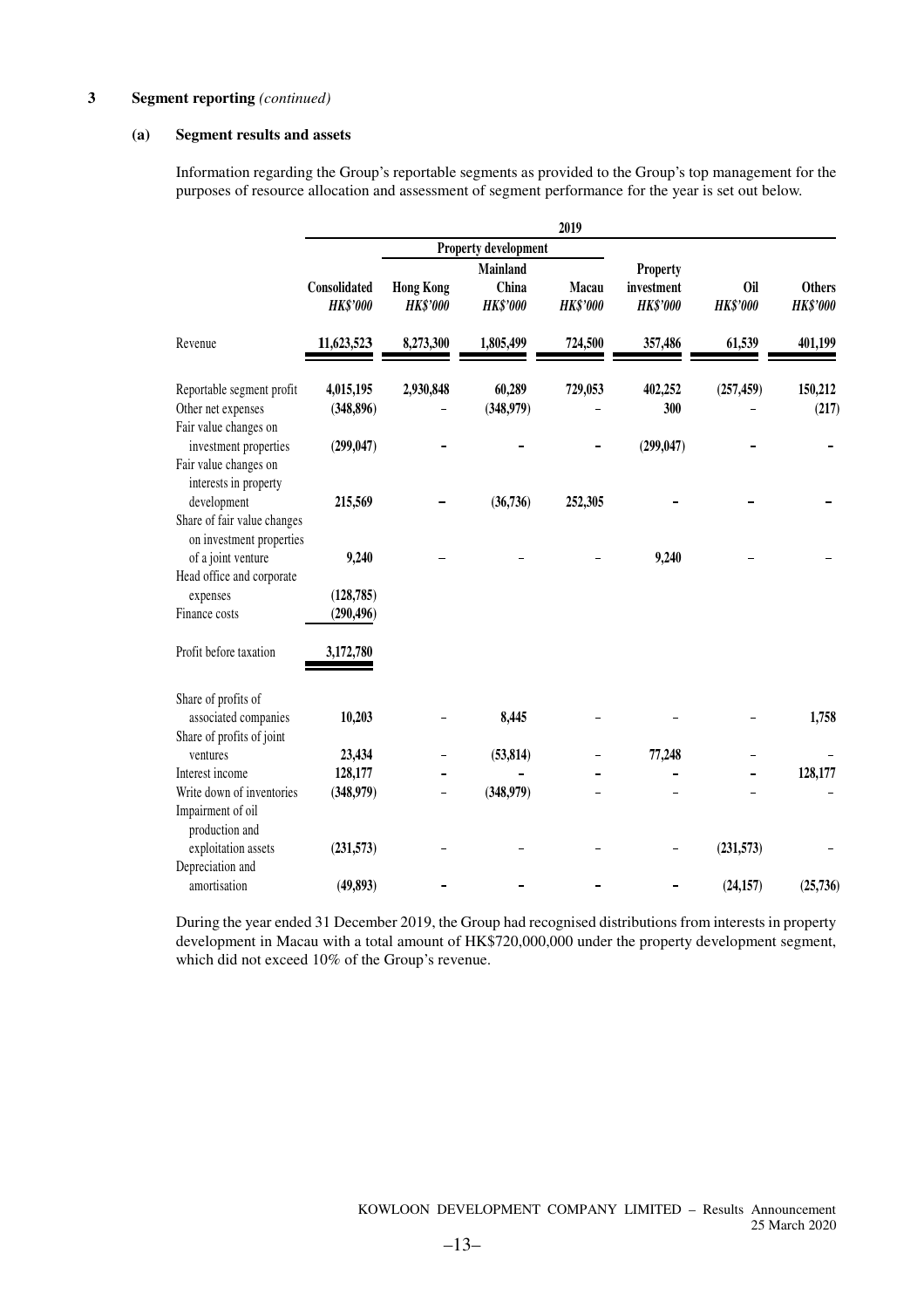## 3 Segment reporting *(continued)*

### (a) Segment results and assets

Information regarding the Group's reportable segments as provided to the Group's top management for the purposes of resource allocation and assessment of segment performance for the year is set out below.

| | 2019 | | | | | | |
|---|---|---|---|---|---|---|---|
| | | Property development | | | | | |
| | Consolidated | Hong Kong | Mainland China | Macau | Property investment | Oil | Others |
| | *HK$'000* | *HK$'000* | *HK$'000* | *HK$'000* | *HK$'000* | *HK$'000* | *HK$'000* |
| Revenue | 11,623,523 | 8,273,300 | 1,805,499 | 724,500 | 357,486 | 61,539 | 401,199 |
| Reportable segment profit | 4,015,195 | 2,930,848 | 60,289 | 729,053 | 402,252 | (257,459) | 150,212 |
| Other net expenses | (348,896) | – | (348,979) | – | 300 | – | (217) |
| Fair value changes on investment properties | (299,047) | – | – | – | (299,047) | – | – |
| Fair value changes on interests in property development | 215,569 | – | (36,736) | 252,305 | – | – | – |
| Share of fair value changes on investment properties of a joint venture | 9,240 | – | – | – | 9,240 | – | – |
| Head office and corporate expenses | (128,785) | | | | | | |
| Finance costs | (290,496) | | | | | | |
| Profit before taxation | 3,172,780 | | | | | | |
| Share of profits of associated companies | 10,203 | – | 8,445 | – | – | – | 1,758 |
| Share of profits of joint ventures | 23,434 | – | (53,814) | – | 77,248 | – | – |
| Interest income | 128,177 | – | – | – | – | – | 128,177 |
| Write down of inventories | (348,979) | – | (348,979) | – | – | – | – |
| Impairment of oil production and exploitation assets | (231,573) | – | – | – | – | (231,573) | – |
| Depreciation and amortisation | (49,893) | – | – | – | – | (24,157) | (25,736) |

During the year ended 31 December 2019, the Group had recognised distributions from interests in property development in Macau with a total amount of HK$720,000,000 under the property development segment, which did not exceed 10% of the Group's revenue.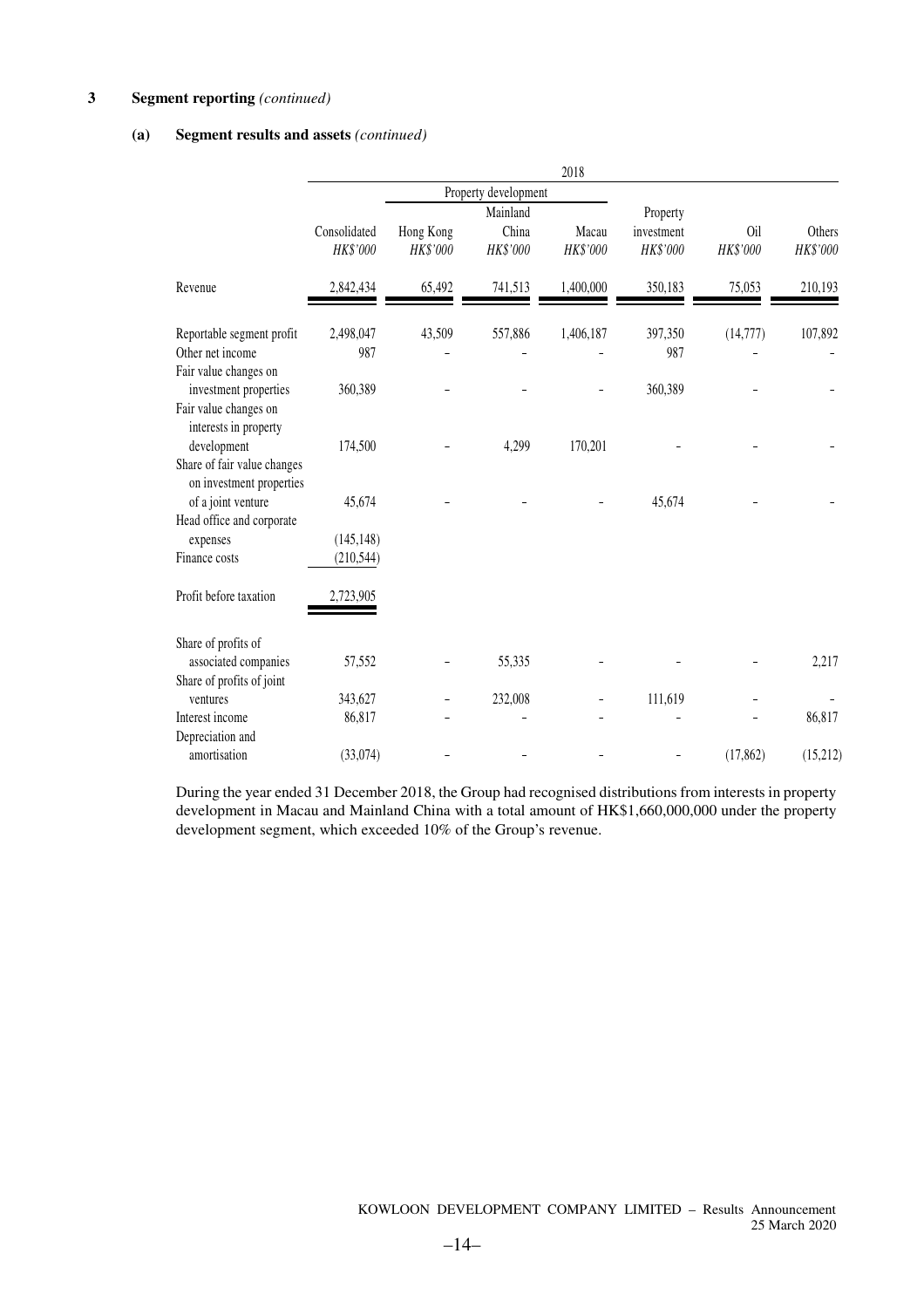## 3 Segment reporting *(continued)*

### (a) Segment results and assets *(continued)*

| | 2018 | | | | | | |
|---|---|---|---|---|---|---|---|
| | | Property development | | | | | |
| | Consolidated *HK$'000* | Hong Kong *HK$'000* | Mainland China *HK$'000* | Macau *HK$'000* | Property investment *HK$'000* | Oil *HK$'000* | Others *HK$'000* |
| Revenue | 2,842,434 | 65,492 | 741,513 | 1,400,000 | 350,183 | 75,053 | 210,193 |
| Reportable segment profit | 2,498,047 | 43,509 | 557,886 | 1,406,187 | 397,350 | (14,777) | 107,892 |
| Other net income | 987 | – | – | – | 987 | – | – |
| Fair value changes on investment properties | 360,389 | – | – | – | 360,389 | – | – |
| Fair value changes on interests in property development | 174,500 | – | 4,299 | 170,201 | – | – | – |
| Share of fair value changes on investment properties of a joint venture | 45,674 | – | – | – | 45,674 | – | – |
| Head office and corporate expenses | (145,148) | | | | | | |
| Finance costs | (210,544) | | | | | | |
| Profit before taxation | 2,723,905 | | | | | | |
| Share of profits of associated companies | 57,552 | – | 55,335 | – | – | – | 2,217 |
| Share of profits of joint ventures | 343,627 | – | 232,008 | – | 111,619 | – | – |
| Interest income | 86,817 | – | – | – | – | – | 86,817 |
| Depreciation and amortisation | (33,074) | – | – | – | – | (17,862) | (15,212) |

During the year ended 31 December 2018, the Group had recognised distributions from interests in property development in Macau and Mainland China with a total amount of HK$1,660,000,000 under the property development segment, which exceeded 10% of the Group's revenue.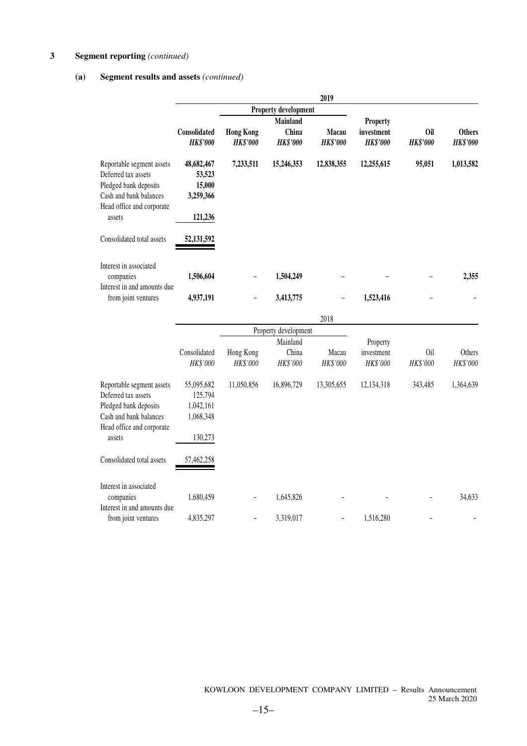## 3 Segment reporting *(continued)*

### (a) Segment results and assets *(continued)*

| | 2019 | | | | | | |
|---|---|---|---|---|---|---|---|
| | | Property development | | | | | |
| | Consolidated | Hong Kong | Mainland China | Macau | Property investment | Oil | Others |
| | *HK$'000* | *HK$'000* | *HK$'000* | *HK$'000* | *HK$'000* | *HK$'000* | *HK$'000* |
| Reportable segment assets | **48,682,467** | **7,233,511** | **15,246,353** | **12,838,355** | **12,255,615** | **95,051** | **1,013,582** |
| Deferred tax assets | **53,523** | | | | | | |
| Pledged bank deposits | **15,000** | | | | | | |
| Cash and bank balances | **3,259,366** | | | | | | |
| Head office and corporate assets | **121,236** | | | | | | |
| Consolidated total assets | **52,131,592** | | | | | | |
| Interest in associated companies | **1,506,604** | – | **1,504,249** | – | – | – | **2,355** |
| Interest in and amounts due from joint ventures | **4,937,191** | – | **3,413,775** | – | **1,523,416** | – | – |

| | 2018 | | | | | | |
|---|---|---|---|---|---|---|---|
| | | Property development | | | | | |
| | Consolidated | Hong Kong | Mainland China | Macau | Property investment | Oil | Others |
| | *HK$'000* | *HK$'000* | *HK$'000* | *HK$'000* | *HK$'000* | *HK$'000* | *HK$'000* |
| Reportable segment assets | 55,095,682 | 11,050,856 | 16,896,729 | 13,305,655 | 12,134,318 | 343,485 | 1,364,639 |
| Deferred tax assets | 125,794 | | | | | | |
| Pledged bank deposits | 1,042,161 | | | | | | |
| Cash and bank balances | 1,068,348 | | | | | | |
| Head office and corporate assets | 130,273 | | | | | | |
| Consolidated total assets | 57,462,258 | | | | | | |
| Interest in associated companies | 1,680,459 | – | 1,645,826 | – | – | – | 34,633 |
| Interest in and amounts due from joint ventures | 4,835,297 | – | 3,319,017 | – | 1,516,280 | – | – |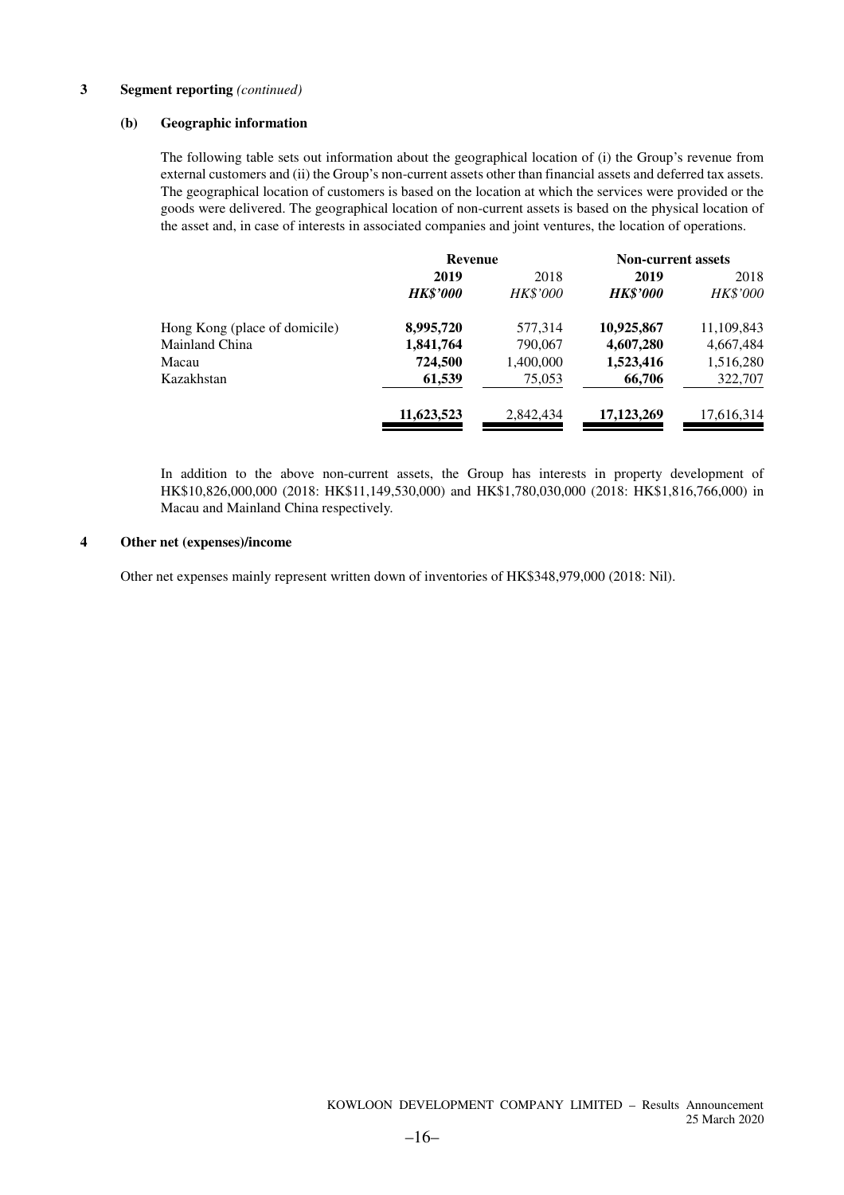### 3 Segment reporting *(continued)*

#### (b) Geographic information

The following table sets out information about the geographical location of (i) the Group's revenue from external customers and (ii) the Group's non-current assets other than financial assets and deferred tax assets. The geographical location of customers is based on the location at which the services were provided or the goods were delivered. The geographical location of non-current assets is based on the physical location of the asset and, in case of interests in associated companies and joint ventures, the location of operations.

| | Revenue | | Non-current assets | |
|---|---|---|---|---|
| | **2019** | 2018 | **2019** | 2018 |
| | ***HK$'000*** | *HK$'000* | ***HK$'000*** | *HK$'000* |
| Hong Kong (place of domicile) | **8,995,720** | 577,314 | **10,925,867** | 11,109,843 |
| Mainland China | **1,841,764** | 790,067 | **4,607,280** | 4,667,484 |
| Macau | **724,500** | 1,400,000 | **1,523,416** | 1,516,280 |
| Kazakhstan | **61,539** | 75,053 | **66,706** | 322,707 |
| | **11,623,523** | 2,842,434 | **17,123,269** | 17,616,314 |

In addition to the above non-current assets, the Group has interests in property development of HK$10,826,000,000 (2018: HK$11,149,530,000) and HK$1,780,030,000 (2018: HK$1,816,766,000) in Macau and Mainland China respectively.

### 4 Other net (expenses)/income

Other net expenses mainly represent written down of inventories of HK$348,979,000 (2018: Nil).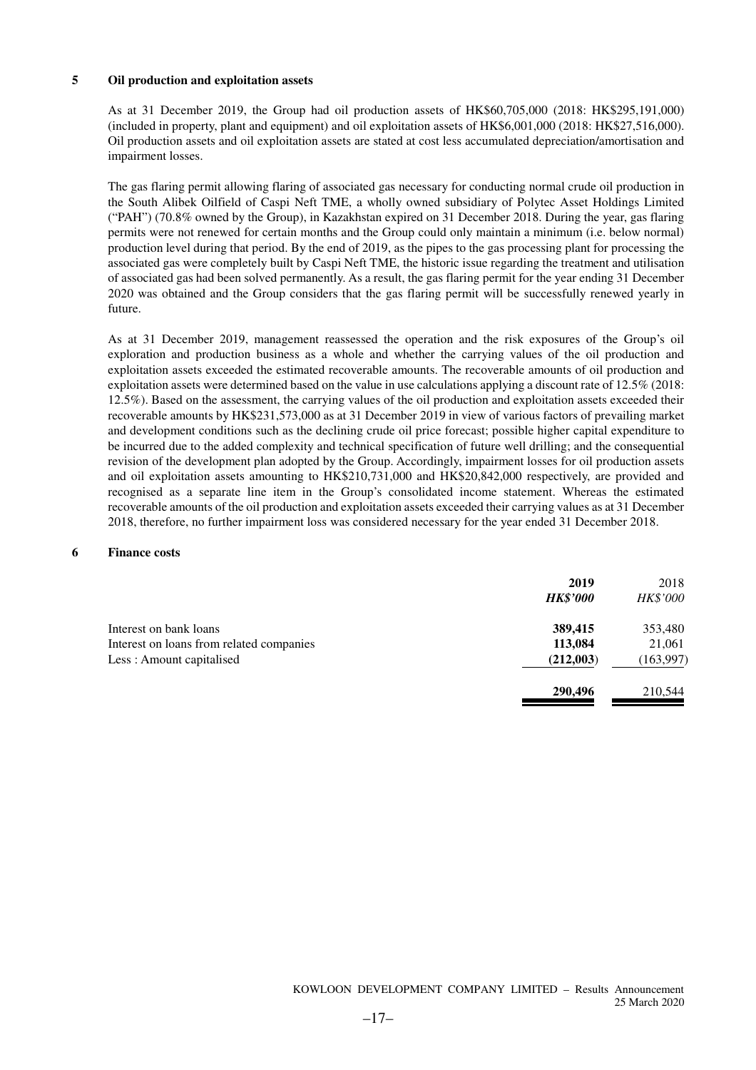## 5 Oil production and exploitation assets

As at 31 December 2019, the Group had oil production assets of HK$60,705,000 (2018: HK$295,191,000) (included in property, plant and equipment) and oil exploitation assets of HK$6,001,000 (2018: HK$27,516,000). Oil production assets and oil exploitation assets are stated at cost less accumulated depreciation/amortisation and impairment losses.

The gas flaring permit allowing flaring of associated gas necessary for conducting normal crude oil production in the South Alibek Oilfield of Caspi Neft TME, a wholly owned subsidiary of Polytec Asset Holdings Limited ("PAH") (70.8% owned by the Group), in Kazakhstan expired on 31 December 2018. During the year, gas flaring permits were not renewed for certain months and the Group could only maintain a minimum (i.e. below normal) production level during that period. By the end of 2019, as the pipes to the gas processing plant for processing the associated gas were completely built by Caspi Neft TME, the historic issue regarding the treatment and utilisation of associated gas had been solved permanently. As a result, the gas flaring permit for the year ending 31 December 2020 was obtained and the Group considers that the gas flaring permit will be successfully renewed yearly in future.

As at 31 December 2019, management reassessed the operation and the risk exposures of the Group's oil exploration and production business as a whole and whether the carrying values of the oil production and exploitation assets exceeded the estimated recoverable amounts. The recoverable amounts of oil production and exploitation assets were determined based on the value in use calculations applying a discount rate of 12.5% (2018: 12.5%). Based on the assessment, the carrying values of the oil production and exploitation assets exceeded their recoverable amounts by HK$231,573,000 as at 31 December 2019 in view of various factors of prevailing market and development conditions such as the declining crude oil price forecast; possible higher capital expenditure to be incurred due to the added complexity and technical specification of future well drilling; and the consequential revision of the development plan adopted by the Group. Accordingly, impairment losses for oil production assets and oil exploitation assets amounting to HK$210,731,000 and HK$20,842,000 respectively, are provided and recognised as a separate line item in the Group's consolidated income statement. Whereas the estimated recoverable amounts of the oil production and exploitation assets exceeded their carrying values as at 31 December 2018, therefore, no further impairment loss was considered necessary for the year ended 31 December 2018.

## 6 Finance costs

| | **2019** | 2018 |
|---|---|---|
| | ***HK$'000*** | *HK$'000* |
| Interest on bank loans | **389,415** | 353,480 |
| Interest on loans from related companies | **113,084** | 21,061 |
| Less : Amount capitalised | **(212,003)** | (163,997) |
| | **290,496** | 210,544 |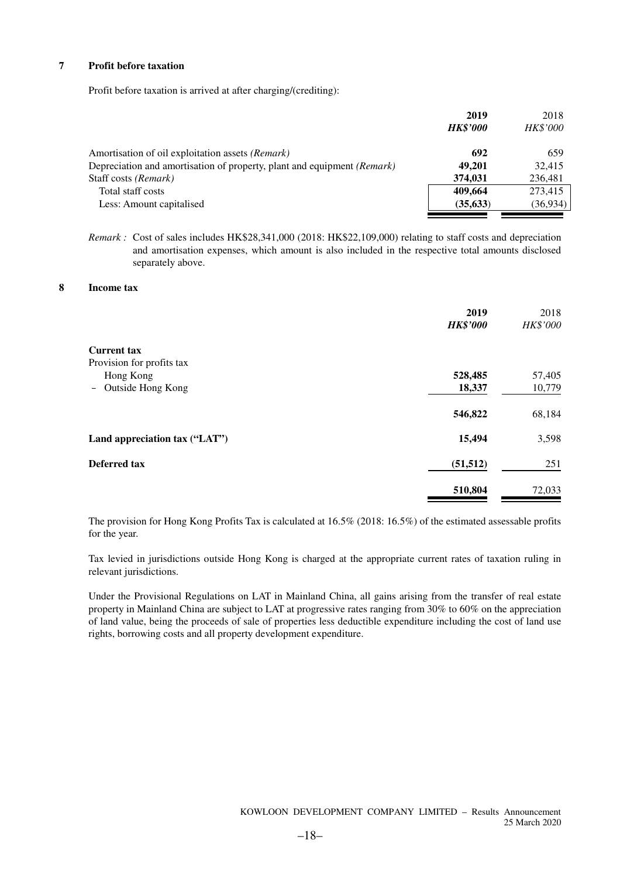## 7 Profit before taxation

Profit before taxation is arrived at after charging/(crediting):

| | **2019** | 2018 |
|---|---|---|
| | ***HK$'000*** | *HK$'000* |
| Amortisation of oil exploitation assets *(Remark)* | **692** | 659 |
| Depreciation and amortisation of property, plant and equipment *(Remark)* | **49,201** | 32,415 |
| Staff costs *(Remark)* | **374,031** | 236,481 |
| Total staff costs | **409,664** | 273,415 |
| Less: Amount capitalised | **(35,633)** | (36,934) |

*Remark :* Cost of sales includes HK$28,341,000 (2018: HK$22,109,000) relating to staff costs and depreciation and amortisation expenses, which amount is also included in the respective total amounts disclosed separately above.

## 8 Income tax

| | **2019** | 2018 |
|---|---|---|
| | ***HK$'000*** | *HK$'000* |
| **Current tax** | | |
| Provision for profits tax | | |
| Hong Kong | **528,485** | 57,405 |
| – Outside Hong Kong | **18,337** | 10,779 |
| | **546,822** | 68,184 |
| **Land appreciation tax ("LAT")** | **15,494** | 3,598 |
| **Deferred tax** | **(51,512)** | 251 |
| | **510,804** | 72,033 |

The provision for Hong Kong Profits Tax is calculated at 16.5% (2018: 16.5%) of the estimated assessable profits for the year.

Tax levied in jurisdictions outside Hong Kong is charged at the appropriate current rates of taxation ruling in relevant jurisdictions.

Under the Provisional Regulations on LAT in Mainland China, all gains arising from the transfer of real estate property in Mainland China are subject to LAT at progressive rates ranging from 30% to 60% on the appreciation of land value, being the proceeds of sale of properties less deductible expenditure including the cost of land use rights, borrowing costs and all property development expenditure.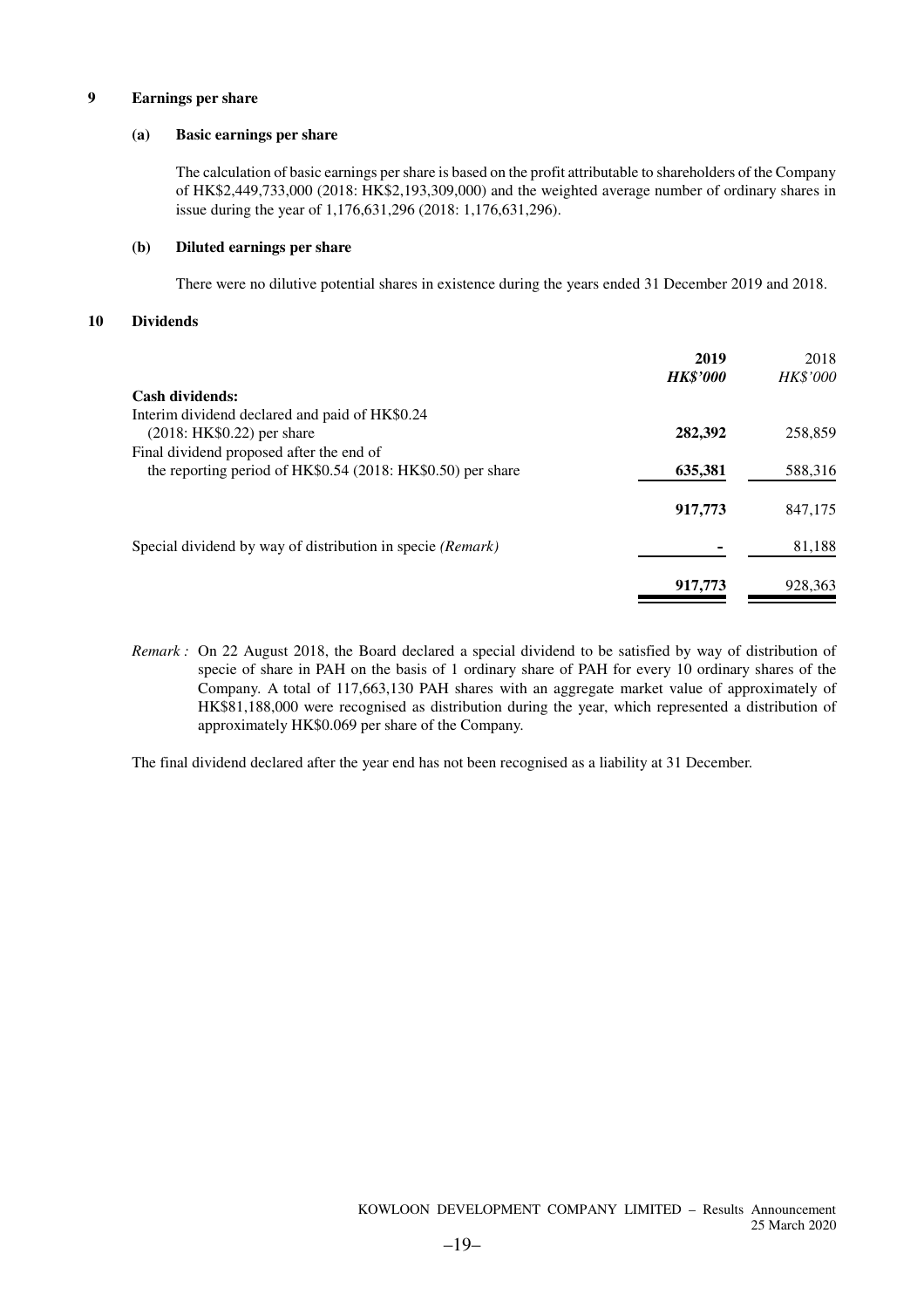## 9 Earnings per share

### (a) Basic earnings per share

The calculation of basic earnings per share is based on the profit attributable to shareholders of the Company of HK$2,449,733,000 (2018: HK$2,193,309,000) and the weighted average number of ordinary shares in issue during the year of 1,176,631,296 (2018: 1,176,631,296).

### (b) Diluted earnings per share

There were no dilutive potential shares in existence during the years ended 31 December 2019 and 2018.

## 10 Dividends

| | **2019** | 2018 |
|---|---|---|
| | ***HK$'000*** | *HK$'000* |
| **Cash dividends:** | | |
| Interim dividend declared and paid of HK$0.24 (2018: HK$0.22) per share | **282,392** | 258,859 |
| Final dividend proposed after the end of the reporting period of HK$0.54 (2018: HK$0.50) per share | **635,381** | 588,316 |
| | **917,773** | 847,175 |
| Special dividend by way of distribution in specie *(Remark)* | **-** | 81,188 |
| | **917,773** | 928,363 |

*Remark :* On 22 August 2018, the Board declared a special dividend to be satisfied by way of distribution of specie of share in PAH on the basis of 1 ordinary share of PAH for every 10 ordinary shares of the Company. A total of 117,663,130 PAH shares with an aggregate market value of approximately of HK$81,188,000 were recognised as distribution during the year, which represented a distribution of approximately HK$0.069 per share of the Company.

The final dividend declared after the year end has not been recognised as a liability at 31 December.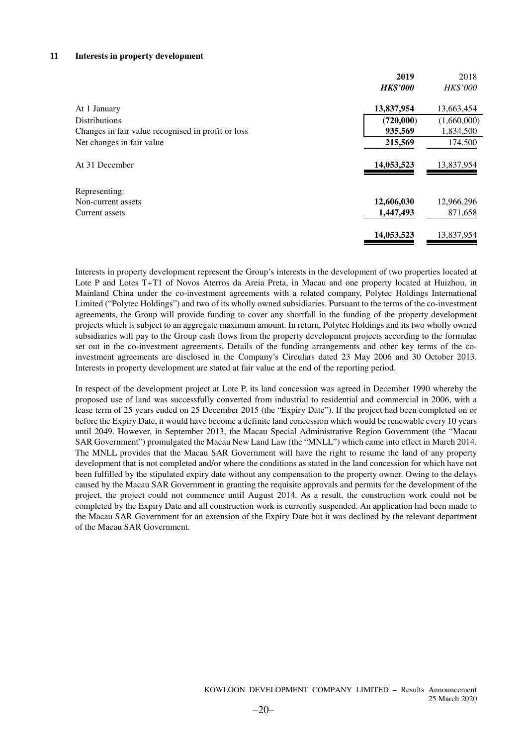## 11 Interests in property development

| | 2019 | 2018 |
|---|---|---|
| | ***HK$'000*** | *HK$'000* |
| At 1 January | **13,837,954** | 13,663,454 |
| Distributions | **(720,000)** | (1,660,000) |
| Changes in fair value recognised in profit or loss | **935,569** | 1,834,500 |
| Net changes in fair value | **215,569** | 174,500 |
| At 31 December | **14,053,523** | 13,837,954 |
| Representing: | | |
| Non-current assets | **12,606,030** | 12,966,296 |
| Current assets | **1,447,493** | 871,658 |
| | **14,053,523** | 13,837,954 |

Interests in property development represent the Group's interests in the development of two properties located at Lote P and Lotes T+T1 of Novos Aterros da Areia Preta, in Macau and one property located at Huizhou, in Mainland China under the co-investment agreements with a related company, Polytec Holdings International Limited ("Polytec Holdings") and two of its wholly owned subsidiaries. Pursuant to the terms of the co-investment agreements, the Group will provide funding to cover any shortfall in the funding of the property development projects which is subject to an aggregate maximum amount. In return, Polytec Holdings and its two wholly owned subsidiaries will pay to the Group cash flows from the property development projects according to the formulae set out in the co-investment agreements. Details of the funding arrangements and other key terms of the co-investment agreements are disclosed in the Company's Circulars dated 23 May 2006 and 30 October 2013. Interests in property development are stated at fair value at the end of the reporting period.

In respect of the development project at Lote P, its land concession was agreed in December 1990 whereby the proposed use of land was successfully converted from industrial to residential and commercial in 2006, with a lease term of 25 years ended on 25 December 2015 (the "Expiry Date"). If the project had been completed on or before the Expiry Date, it would have become a definite land concession which would be renewable every 10 years until 2049. However, in September 2013, the Macau Special Administrative Region Government (the "Macau SAR Government") promulgated the Macau New Land Law (the "MNLL") which came into effect in March 2014. The MNLL provides that the Macau SAR Government will have the right to resume the land of any property development that is not completed and/or where the conditions as stated in the land concession for which have not been fulfilled by the stipulated expiry date without any compensation to the property owner. Owing to the delays caused by the Macau SAR Government in granting the requisite approvals and permits for the development of the project, the project could not commence until August 2014. As a result, the construction work could not be completed by the Expiry Date and all construction work is currently suspended. An application had been made to the Macau SAR Government for an extension of the Expiry Date but it was declined by the relevant department of the Macau SAR Government.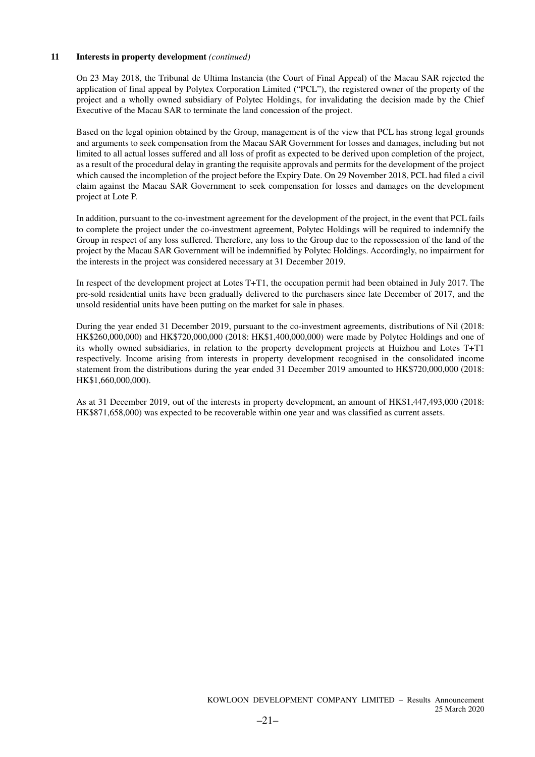**11 Interests in property development** *(continued)*

On 23 May 2018, the Tribunal de Ultima lnstancia (the Court of Final Appeal) of the Macau SAR rejected the application of final appeal by Polytex Corporation Limited ("PCL"), the registered owner of the property of the project and a wholly owned subsidiary of Polytec Holdings, for invalidating the decision made by the Chief Executive of the Macau SAR to terminate the land concession of the project.

Based on the legal opinion obtained by the Group, management is of the view that PCL has strong legal grounds and arguments to seek compensation from the Macau SAR Government for losses and damages, including but not limited to all actual losses suffered and all loss of profit as expected to be derived upon completion of the project, as a result of the procedural delay in granting the requisite approvals and permits for the development of the project which caused the incompletion of the project before the Expiry Date. On 29 November 2018, PCL had filed a civil claim against the Macau SAR Government to seek compensation for losses and damages on the development project at Lote P.

In addition, pursuant to the co-investment agreement for the development of the project, in the event that PCL fails to complete the project under the co-investment agreement, Polytec Holdings will be required to indemnify the Group in respect of any loss suffered. Therefore, any loss to the Group due to the repossession of the land of the project by the Macau SAR Government will be indemnified by Polytec Holdings. Accordingly, no impairment for the interests in the project was considered necessary at 31 December 2019.

In respect of the development project at Lotes T+T1, the occupation permit had been obtained in July 2017. The pre-sold residential units have been gradually delivered to the purchasers since late December of 2017, and the unsold residential units have been putting on the market for sale in phases.

During the year ended 31 December 2019, pursuant to the co-investment agreements, distributions of Nil (2018: HK$260,000,000) and HK$720,000,000 (2018: HK$1,400,000,000) were made by Polytec Holdings and one of its wholly owned subsidiaries, in relation to the property development projects at Huizhou and Lotes T+T1 respectively. Income arising from interests in property development recognised in the consolidated income statement from the distributions during the year ended 31 December 2019 amounted to HK$720,000,000 (2018: HK$1,660,000,000).

As at 31 December 2019, out of the interests in property development, an amount of HK$1,447,493,000 (2018: HK$871,658,000) was expected to be recoverable within one year and was classified as current assets.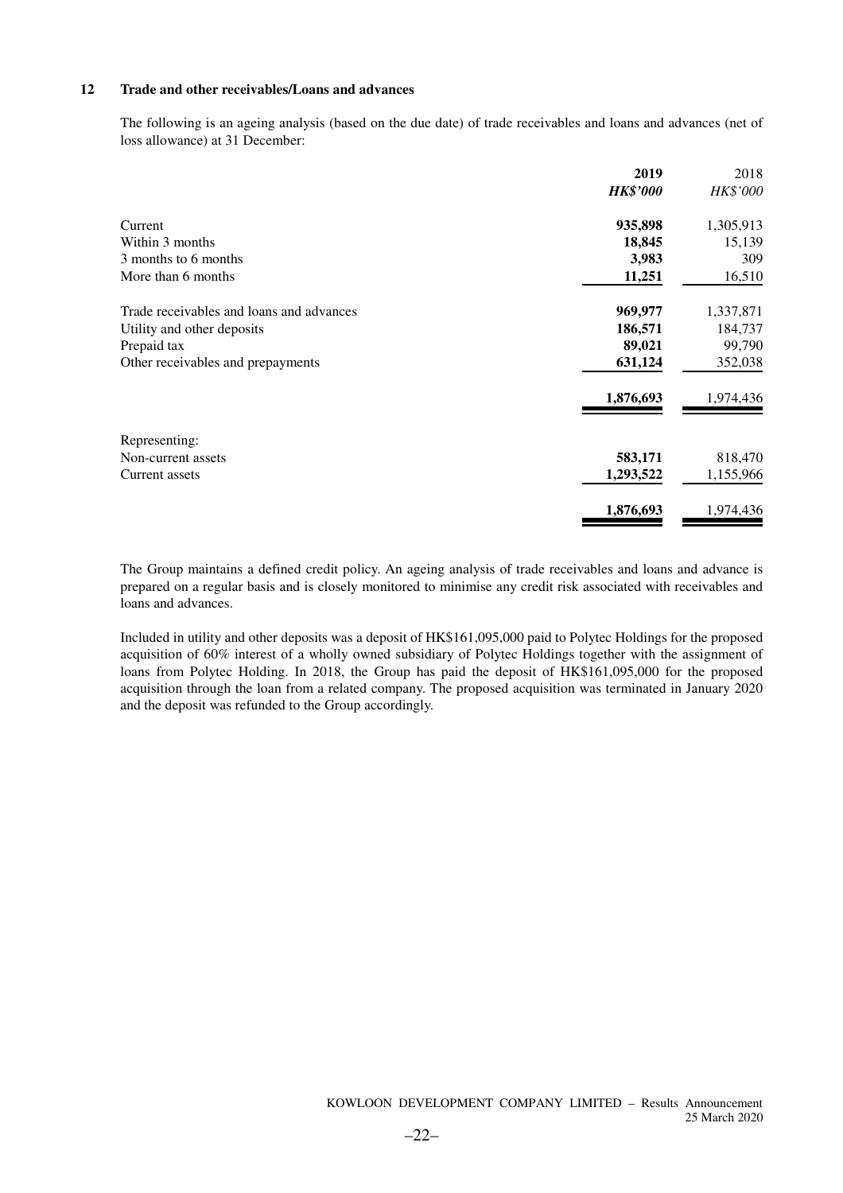## 12 Trade and other receivables/Loans and advances

The following is an ageing analysis (based on the due date) of trade receivables and loans and advances (net of loss allowance) at 31 December:

| | **2019** | 2018 |
|---|---|---|
| | ***HK$'000*** | *HK$'000* |
| Current | **935,898** | 1,305,913 |
| Within 3 months | **18,845** | 15,139 |
| 3 months to 6 months | **3,983** | 309 |
| More than 6 months | **11,251** | 16,510 |
| Trade receivables and loans and advances | **969,977** | 1,337,871 |
| Utility and other deposits | **186,571** | 184,737 |
| Prepaid tax | **89,021** | 99,790 |
| Other receivables and prepayments | **631,124** | 352,038 |
| | **1,876,693** | 1,974,436 |
| Representing: | | |
| Non-current assets | **583,171** | 818,470 |
| Current assets | **1,293,522** | 1,155,966 |
| | **1,876,693** | 1,974,436 |

The Group maintains a defined credit policy. An ageing analysis of trade receivables and loans and advance is prepared on a regular basis and is closely monitored to minimise any credit risk associated with receivables and loans and advances.

Included in utility and other deposits was a deposit of HK$161,095,000 paid to Polytec Holdings for the proposed acquisition of 60% interest of a wholly owned subsidiary of Polytec Holdings together with the assignment of loans from Polytec Holding. In 2018, the Group has paid the deposit of HK$161,095,000 for the proposed acquisition through the loan from a related company. The proposed acquisition was terminated in January 2020 and the deposit was refunded to the Group accordingly.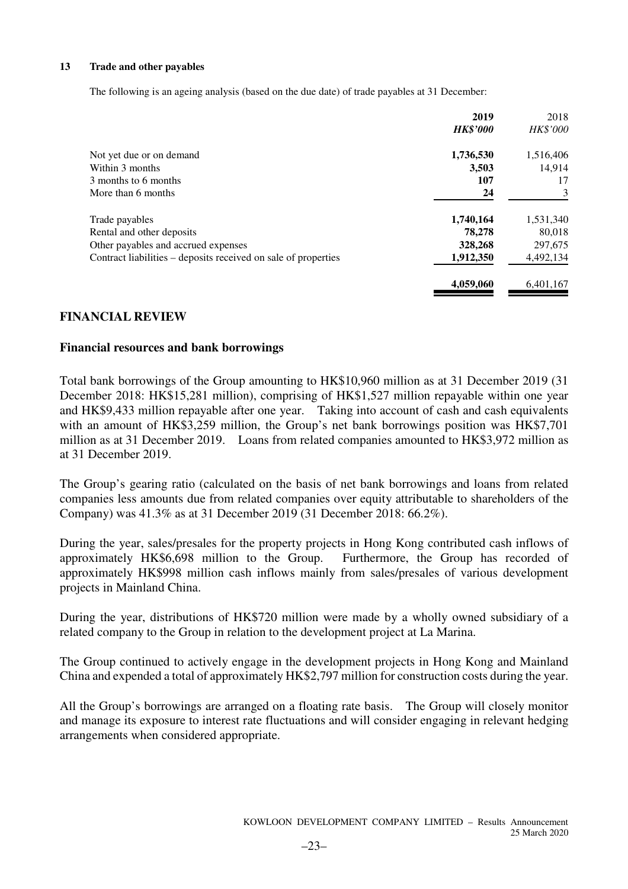### 13 Trade and other payables

The following is an ageing analysis (based on the due date) of trade payables at 31 December:

| | **2019** | 2018 |
|---|---|---|
| | ***HK$'000*** | *HK$'000* |
| Not yet due or on demand | **1,736,530** | 1,516,406 |
| Within 3 months | **3,503** | 14,914 |
| 3 months to 6 months | **107** | 17 |
| More than 6 months | **24** | 3 |
| Trade payables | **1,740,164** | 1,531,340 |
| Rental and other deposits | **78,278** | 80,018 |
| Other payables and accrued expenses | **328,268** | 297,675 |
| Contract liabilities – deposits received on sale of properties | **1,912,350** | 4,492,134 |
| | **4,059,060** | 6,401,167 |

## FINANCIAL REVIEW

### Financial resources and bank borrowings

Total bank borrowings of the Group amounting to HK$10,960 million as at 31 December 2019 (31 December 2018: HK$15,281 million), comprising of HK$1,527 million repayable within one year and HK$9,433 million repayable after one year. Taking into account of cash and cash equivalents with an amount of HK$3,259 million, the Group's net bank borrowings position was HK$7,701 million as at 31 December 2019. Loans from related companies amounted to HK$3,972 million as at 31 December 2019.

The Group's gearing ratio (calculated on the basis of net bank borrowings and loans from related companies less amounts due from related companies over equity attributable to shareholders of the Company) was 41.3% as at 31 December 2019 (31 December 2018: 66.2%).

During the year, sales/presales for the property projects in Hong Kong contributed cash inflows of approximately HK$6,698 million to the Group. Furthermore, the Group has recorded of approximately HK$998 million cash inflows mainly from sales/presales of various development projects in Mainland China.

During the year, distributions of HK$720 million were made by a wholly owned subsidiary of a related company to the Group in relation to the development project at La Marina.

The Group continued to actively engage in the development projects in Hong Kong and Mainland China and expended a total of approximately HK$2,797 million for construction costs during the year.

All the Group's borrowings are arranged on a floating rate basis. The Group will closely monitor and manage its exposure to interest rate fluctuations and will consider engaging in relevant hedging arrangements when considered appropriate.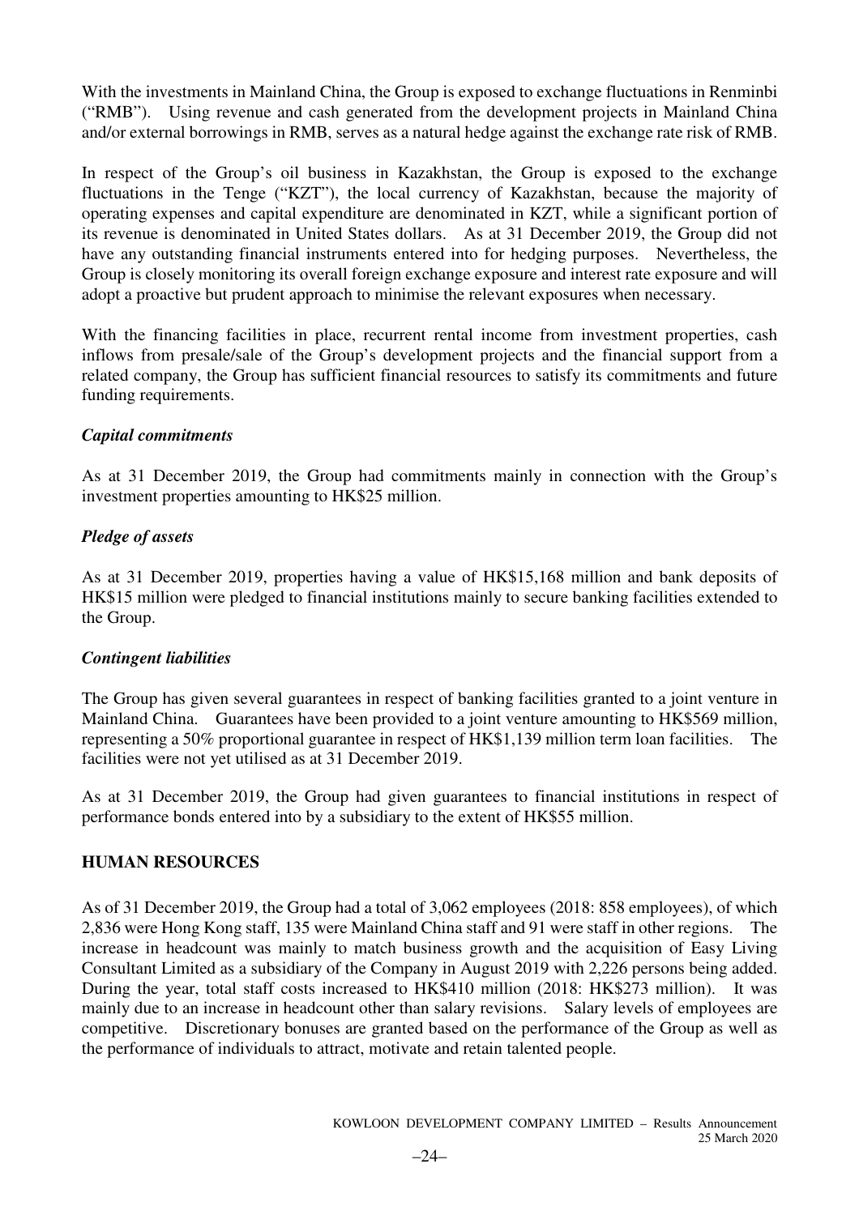With the investments in Mainland China, the Group is exposed to exchange fluctuations in Renminbi ("RMB"). Using revenue and cash generated from the development projects in Mainland China and/or external borrowings in RMB, serves as a natural hedge against the exchange rate risk of RMB.

In respect of the Group's oil business in Kazakhstan, the Group is exposed to the exchange fluctuations in the Tenge ("KZT"), the local currency of Kazakhstan, because the majority of operating expenses and capital expenditure are denominated in KZT, while a significant portion of its revenue is denominated in United States dollars. As at 31 December 2019, the Group did not have any outstanding financial instruments entered into for hedging purposes. Nevertheless, the Group is closely monitoring its overall foreign exchange exposure and interest rate exposure and will adopt a proactive but prudent approach to minimise the relevant exposures when necessary.

With the financing facilities in place, recurrent rental income from investment properties, cash inflows from presale/sale of the Group's development projects and the financial support from a related company, the Group has sufficient financial resources to satisfy its commitments and future funding requirements.

***Capital commitments***

As at 31 December 2019, the Group had commitments mainly in connection with the Group's investment properties amounting to HK$25 million.

***Pledge of assets***

As at 31 December 2019, properties having a value of HK$15,168 million and bank deposits of HK$15 million were pledged to financial institutions mainly to secure banking facilities extended to the Group.

***Contingent liabilities***

The Group has given several guarantees in respect of banking facilities granted to a joint venture in Mainland China. Guarantees have been provided to a joint venture amounting to HK$569 million, representing a 50% proportional guarantee in respect of HK$1,139 million term loan facilities. The facilities were not yet utilised as at 31 December 2019.

As at 31 December 2019, the Group had given guarantees to financial institutions in respect of performance bonds entered into by a subsidiary to the extent of HK$55 million.

## HUMAN RESOURCES

As of 31 December 2019, the Group had a total of 3,062 employees (2018: 858 employees), of which 2,836 were Hong Kong staff, 135 were Mainland China staff and 91 were staff in other regions. The increase in headcount was mainly to match business growth and the acquisition of Easy Living Consultant Limited as a subsidiary of the Company in August 2019 with 2,226 persons being added. During the year, total staff costs increased to HK$410 million (2018: HK$273 million). It was mainly due to an increase in headcount other than salary revisions. Salary levels of employees are competitive. Discretionary bonuses are granted based on the performance of the Group as well as the performance of individuals to attract, motivate and retain talented people.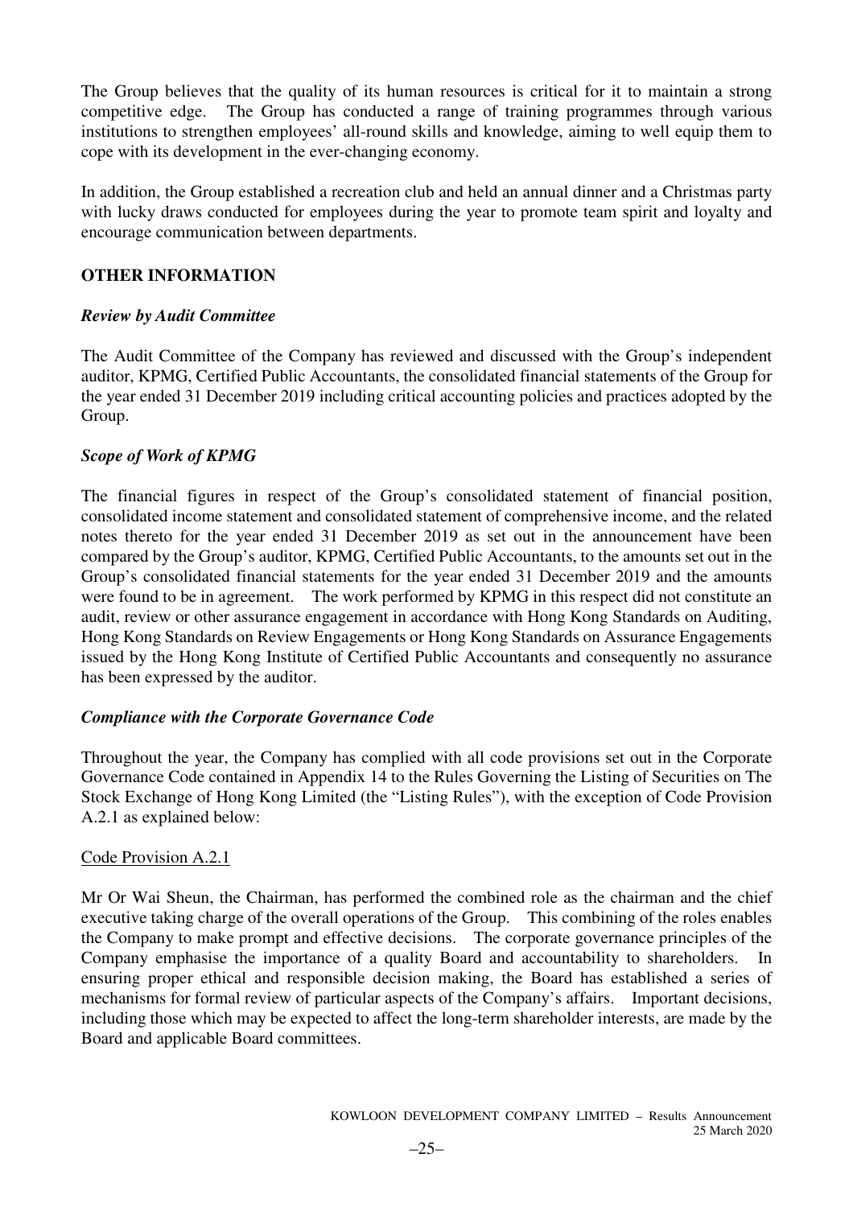The Group believes that the quality of its human resources is critical for it to maintain a strong competitive edge. The Group has conducted a range of training programmes through various institutions to strengthen employees' all-round skills and knowledge, aiming to well equip them to cope with its development in the ever-changing economy.

In addition, the Group established a recreation club and held an annual dinner and a Christmas party with lucky draws conducted for employees during the year to promote team spirit and loyalty and encourage communication between departments.

## OTHER INFORMATION

### *Review by Audit Committee*

The Audit Committee of the Company has reviewed and discussed with the Group's independent auditor, KPMG, Certified Public Accountants, the consolidated financial statements of the Group for the year ended 31 December 2019 including critical accounting policies and practices adopted by the Group.

### *Scope of Work of KPMG*

The financial figures in respect of the Group's consolidated statement of financial position, consolidated income statement and consolidated statement of comprehensive income, and the related notes thereto for the year ended 31 December 2019 as set out in the announcement have been compared by the Group's auditor, KPMG, Certified Public Accountants, to the amounts set out in the Group's consolidated financial statements for the year ended 31 December 2019 and the amounts were found to be in agreement. The work performed by KPMG in this respect did not constitute an audit, review or other assurance engagement in accordance with Hong Kong Standards on Auditing, Hong Kong Standards on Review Engagements or Hong Kong Standards on Assurance Engagements issued by the Hong Kong Institute of Certified Public Accountants and consequently no assurance has been expressed by the auditor.

### *Compliance with the Corporate Governance Code*

Throughout the year, the Company has complied with all code provisions set out in the Corporate Governance Code contained in Appendix 14 to the Rules Governing the Listing of Securities on The Stock Exchange of Hong Kong Limited (the "Listing Rules"), with the exception of Code Provision A.2.1 as explained below:

Code Provision A.2.1

Mr Or Wai Sheun, the Chairman, has performed the combined role as the chairman and the chief executive taking charge of the overall operations of the Group. This combining of the roles enables the Company to make prompt and effective decisions. The corporate governance principles of the Company emphasise the importance of a quality Board and accountability to shareholders. In ensuring proper ethical and responsible decision making, the Board has established a series of mechanisms for formal review of particular aspects of the Company's affairs. Important decisions, including those which may be expected to affect the long-term shareholder interests, are made by the Board and applicable Board committees.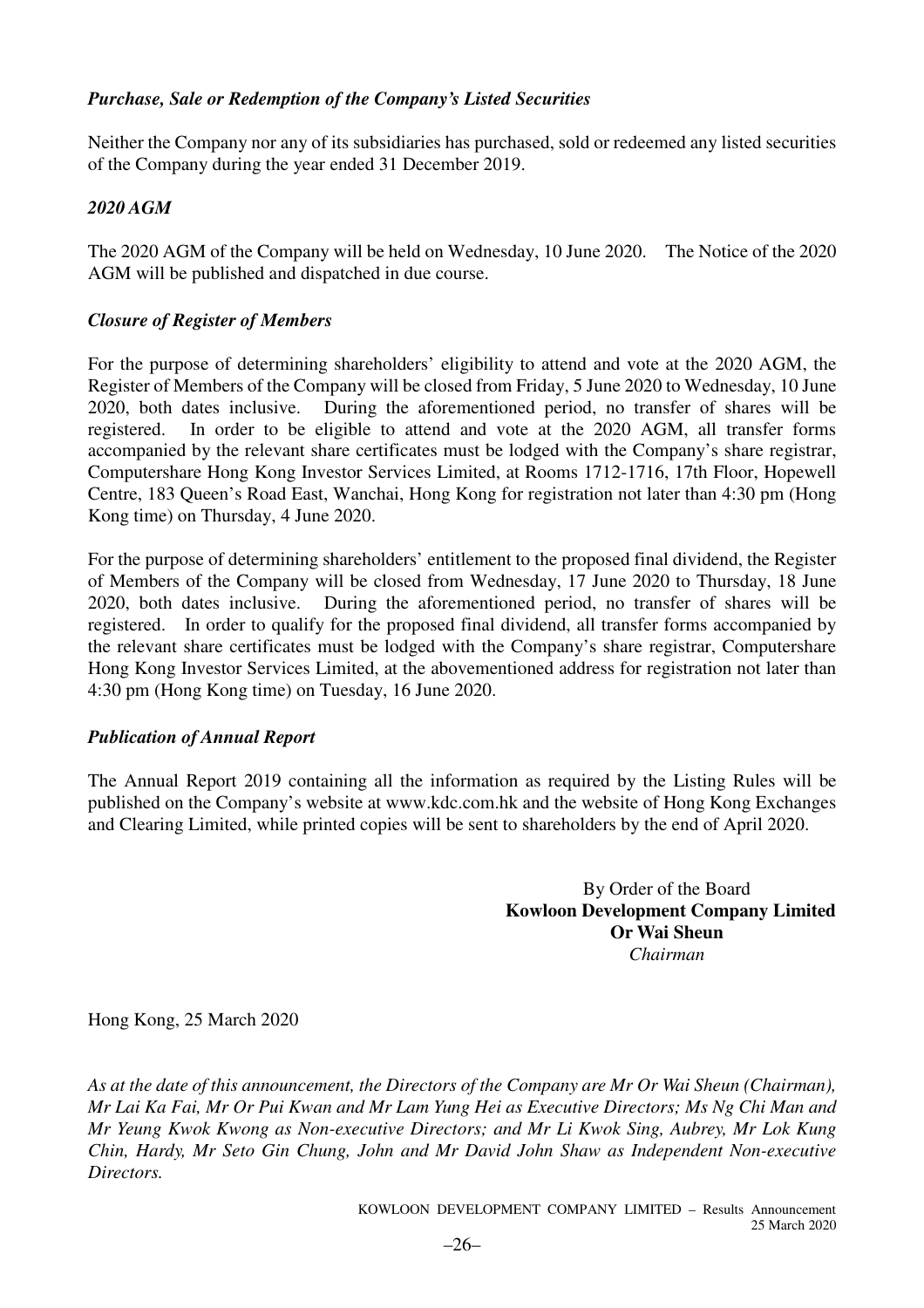### *Purchase, Sale or Redemption of the Company's Listed Securities*

Neither the Company nor any of its subsidiaries has purchased, sold or redeemed any listed securities of the Company during the year ended 31 December 2019.

### *2020 AGM*

The 2020 AGM of the Company will be held on Wednesday, 10 June 2020. The Notice of the 2020 AGM will be published and dispatched in due course.

### *Closure of Register of Members*

For the purpose of determining shareholders' eligibility to attend and vote at the 2020 AGM, the Register of Members of the Company will be closed from Friday, 5 June 2020 to Wednesday, 10 June 2020, both dates inclusive. During the aforementioned period, no transfer of shares will be registered. In order to be eligible to attend and vote at the 2020 AGM, all transfer forms accompanied by the relevant share certificates must be lodged with the Company's share registrar, Computershare Hong Kong Investor Services Limited, at Rooms 1712-1716, 17th Floor, Hopewell Centre, 183 Queen's Road East, Wanchai, Hong Kong for registration not later than 4:30 pm (Hong Kong time) on Thursday, 4 June 2020.

For the purpose of determining shareholders' entitlement to the proposed final dividend, the Register of Members of the Company will be closed from Wednesday, 17 June 2020 to Thursday, 18 June 2020, both dates inclusive. During the aforementioned period, no transfer of shares will be registered. In order to qualify for the proposed final dividend, all transfer forms accompanied by the relevant share certificates must be lodged with the Company's share registrar, Computershare Hong Kong Investor Services Limited, at the abovementioned address for registration not later than 4:30 pm (Hong Kong time) on Tuesday, 16 June 2020.

### *Publication of Annual Report*

The Annual Report 2019 containing all the information as required by the Listing Rules will be published on the Company's website at www.kdc.com.hk and the website of Hong Kong Exchanges and Clearing Limited, while printed copies will be sent to shareholders by the end of April 2020.

By Order of the Board
**Kowloon Development Company Limited**
**Or Wai Sheun**
*Chairman*

Hong Kong, 25 March 2020

*As at the date of this announcement, the Directors of the Company are Mr Or Wai Sheun (Chairman), Mr Lai Ka Fai, Mr Or Pui Kwan and Mr Lam Yung Hei as Executive Directors; Ms Ng Chi Man and Mr Yeung Kwok Kwong as Non-executive Directors; and Mr Li Kwok Sing, Aubrey, Mr Lok Kung Chin, Hardy, Mr Seto Gin Chung, John and Mr David John Shaw as Independent Non-executive Directors.*